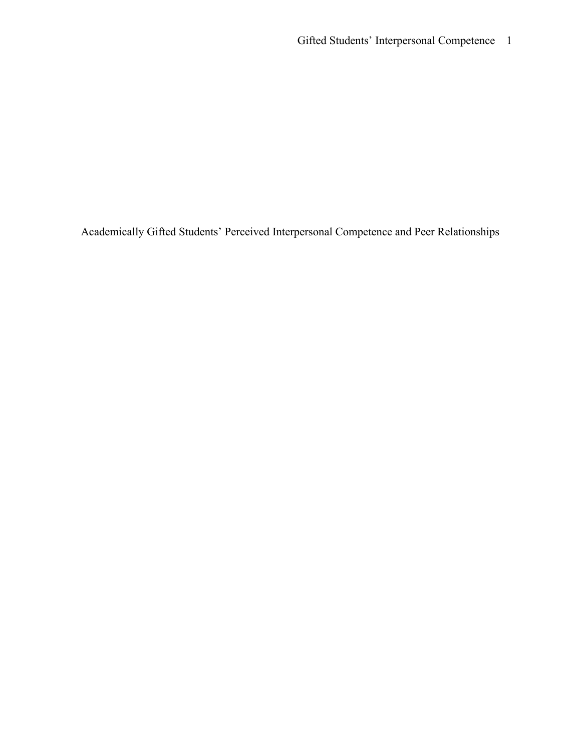# Academically Gifted Students' Perceived Interpersonal Competence and Peer Relationships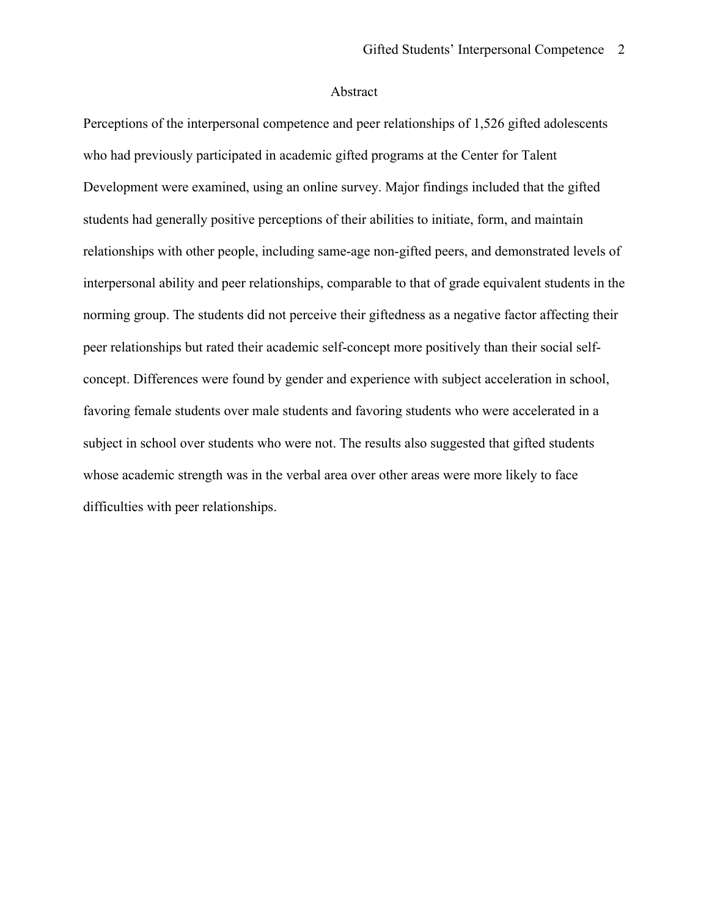## Abstract

Perceptions of the interpersonal competence and peer relationships of 1,526 gifted adolescents who had previously participated in academic gifted programs at the Center for Talent Development were examined, using an online survey. Major findings included that the gifted students had generally positive perceptions of their abilities to initiate, form, and maintain relationships with other people, including same-age non-gifted peers, and demonstrated levels of interpersonal ability and peer relationships, comparable to that of grade equivalent students in the norming group. The students did not perceive their giftedness as a negative factor affecting their peer relationships but rated their academic self-concept more positively than their social self-concept. Differences were found by gender and experience with subject acceleration in school, favoring female students over male students and favoring students who were accelerated in a subject in school over students who were not. The results also suggested that gifted students whose academic strength was in the verbal area over other areas were more likely to face difficulties with peer relationships.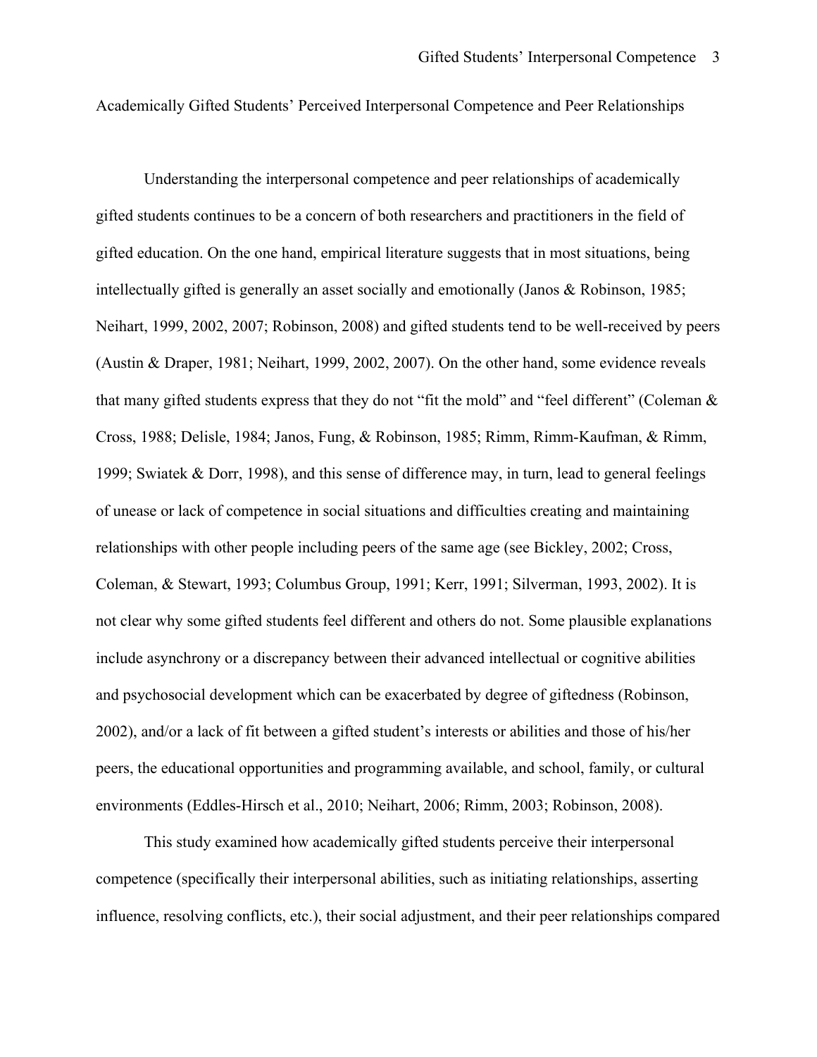Academically Gifted Students' Perceived Interpersonal Competence and Peer Relationships

Understanding the interpersonal competence and peer relationships of academically gifted students continues to be a concern of both researchers and practitioners in the field of gifted education. On the one hand, empirical literature suggests that in most situations, being intellectually gifted is generally an asset socially and emotionally (Janos & Robinson, 1985; Neihart, 1999, 2002, 2007; Robinson, 2008) and gifted students tend to be well-received by peers (Austin & Draper, 1981; Neihart, 1999, 2002, 2007). On the other hand, some evidence reveals that many gifted students express that they do not "fit the mold" and "feel different" (Coleman & Cross, 1988; Delisle, 1984; Janos, Fung, & Robinson, 1985; Rimm, Rimm-Kaufman, & Rimm, 1999; Swiatek & Dorr, 1998), and this sense of difference may, in turn, lead to general feelings of unease or lack of competence in social situations and difficulties creating and maintaining relationships with other people including peers of the same age (see Bickley, 2002; Cross, Coleman, & Stewart, 1993; Columbus Group, 1991; Kerr, 1991; Silverman, 1993, 2002). It is not clear why some gifted students feel different and others do not. Some plausible explanations include asynchrony or a discrepancy between their advanced intellectual or cognitive abilities and psychosocial development which can be exacerbated by degree of giftedness (Robinson, 2002), and/or a lack of fit between a gifted student's interests or abilities and those of his/her peers, the educational opportunities and programming available, and school, family, or cultural environments (Eddles-Hirsch et al., 2010; Neihart, 2006; Rimm, 2003; Robinson, 2008).

This study examined how academically gifted students perceive their interpersonal competence (specifically their interpersonal abilities, such as initiating relationships, asserting influence, resolving conflicts, etc.), their social adjustment, and their peer relationships compared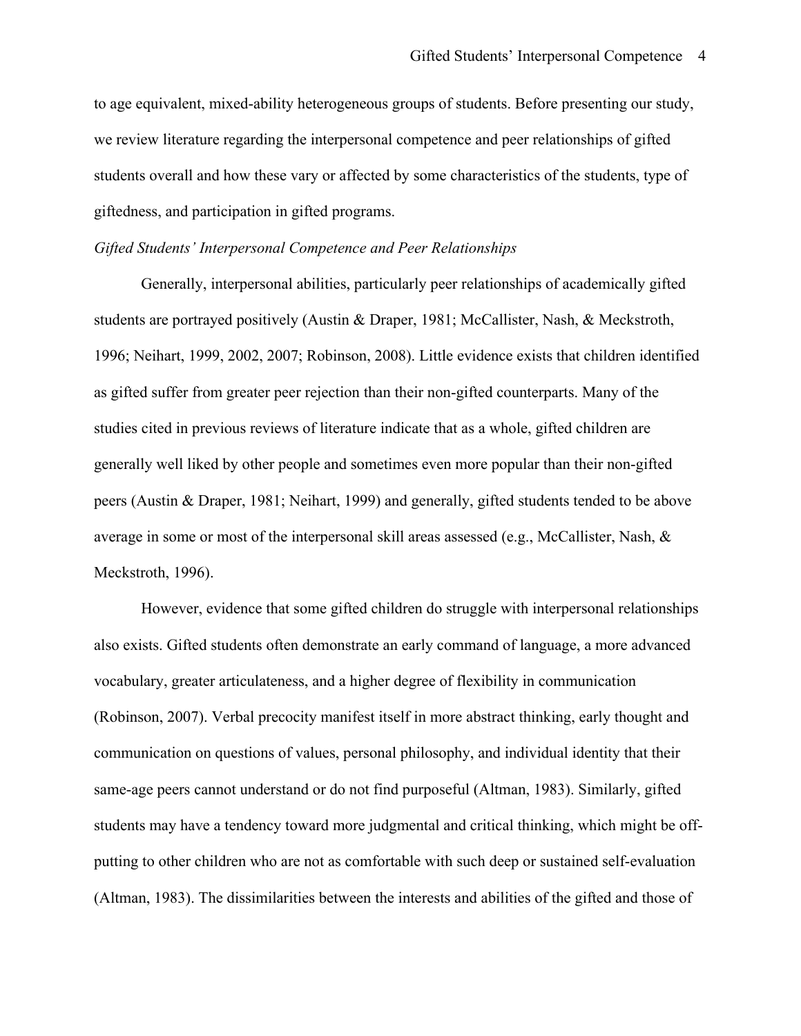to age equivalent, mixed-ability heterogeneous groups of students. Before presenting our study, we review literature regarding the interpersonal competence and peer relationships of gifted students overall and how these vary or affected by some characteristics of the students, type of giftedness, and participation in gifted programs.

*Gifted Students' Interpersonal Competence and Peer Relationships*

Generally, interpersonal abilities, particularly peer relationships of academically gifted students are portrayed positively (Austin & Draper, 1981; McCallister, Nash, & Meckstroth, 1996; Neihart, 1999, 2002, 2007; Robinson, 2008). Little evidence exists that children identified as gifted suffer from greater peer rejection than their non-gifted counterparts. Many of the studies cited in previous reviews of literature indicate that as a whole, gifted children are generally well liked by other people and sometimes even more popular than their non-gifted peers (Austin & Draper, 1981; Neihart, 1999) and generally, gifted students tended to be above average in some or most of the interpersonal skill areas assessed (e.g., McCallister, Nash, & Meckstroth, 1996).

However, evidence that some gifted children do struggle with interpersonal relationships also exists. Gifted students often demonstrate an early command of language, a more advanced vocabulary, greater articulateness, and a higher degree of flexibility in communication (Robinson, 2007). Verbal precocity manifest itself in more abstract thinking, early thought and communication on questions of values, personal philosophy, and individual identity that their same-age peers cannot understand or do not find purposeful (Altman, 1983). Similarly, gifted students may have a tendency toward more judgmental and critical thinking, which might be off-putting to other children who are not as comfortable with such deep or sustained self-evaluation (Altman, 1983). The dissimilarities between the interests and abilities of the gifted and those of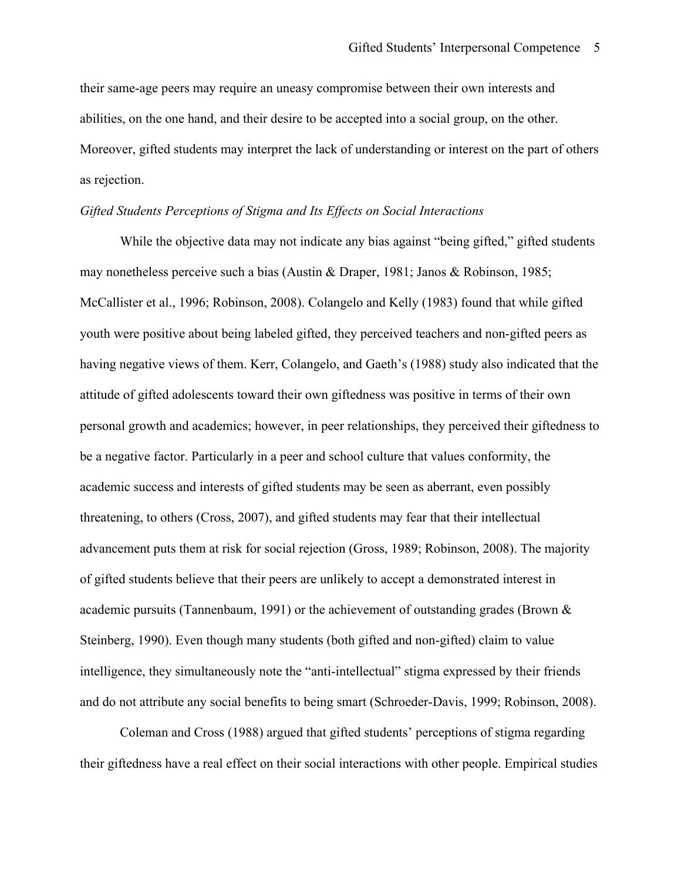their same-age peers may require an uneasy compromise between their own interests and abilities, on the one hand, and their desire to be accepted into a social group, on the other. Moreover, gifted students may interpret the lack of understanding or interest on the part of others as rejection.

*Gifted Students Perceptions of Stigma and Its Effects on Social Interactions*

While the objective data may not indicate any bias against "being gifted," gifted students may nonetheless perceive such a bias (Austin & Draper, 1981; Janos & Robinson, 1985; McCallister et al., 1996; Robinson, 2008). Colangelo and Kelly (1983) found that while gifted youth were positive about being labeled gifted, they perceived teachers and non-gifted peers as having negative views of them. Kerr, Colangelo, and Gaeth's (1988) study also indicated that the attitude of gifted adolescents toward their own giftedness was positive in terms of their own personal growth and academics; however, in peer relationships, they perceived their giftedness to be a negative factor. Particularly in a peer and school culture that values conformity, the academic success and interests of gifted students may be seen as aberrant, even possibly threatening, to others (Cross, 2007), and gifted students may fear that their intellectual advancement puts them at risk for social rejection (Gross, 1989; Robinson, 2008). The majority of gifted students believe that their peers are unlikely to accept a demonstrated interest in academic pursuits (Tannenbaum, 1991) or the achievement of outstanding grades (Brown & Steinberg, 1990). Even though many students (both gifted and non-gifted) claim to value intelligence, they simultaneously note the "anti-intellectual" stigma expressed by their friends and do not attribute any social benefits to being smart (Schroeder-Davis, 1999; Robinson, 2008).

Coleman and Cross (1988) argued that gifted students' perceptions of stigma regarding their giftedness have a real effect on their social interactions with other people. Empirical studies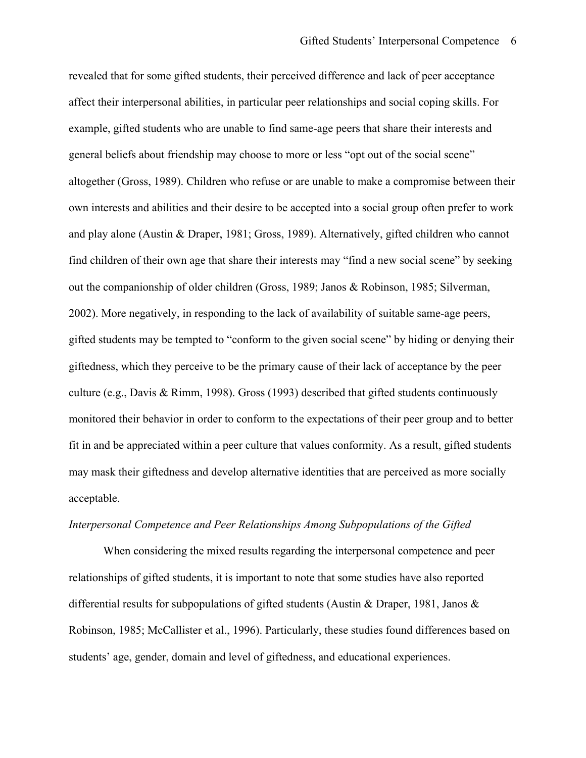revealed that for some gifted students, their perceived difference and lack of peer acceptance affect their interpersonal abilities, in particular peer relationships and social coping skills. For example, gifted students who are unable to find same-age peers that share their interests and general beliefs about friendship may choose to more or less “opt out of the social scene” altogether (Gross, 1989). Children who refuse or are unable to make a compromise between their own interests and abilities and their desire to be accepted into a social group often prefer to work and play alone (Austin & Draper, 1981; Gross, 1989). Alternatively, gifted children who cannot find children of their own age that share their interests may “find a new social scene” by seeking out the companionship of older children (Gross, 1989; Janos & Robinson, 1985; Silverman, 2002). More negatively, in responding to the lack of availability of suitable same-age peers, gifted students may be tempted to “conform to the given social scene” by hiding or denying their giftedness, which they perceive to be the primary cause of their lack of acceptance by the peer culture (e.g., Davis & Rimm, 1998). Gross (1993) described that gifted students continuously monitored their behavior in order to conform to the expectations of their peer group and to better fit in and be appreciated within a peer culture that values conformity. As a result, gifted students may mask their giftedness and develop alternative identities that are perceived as more socially acceptable.

*Interpersonal Competence and Peer Relationships Among Subpopulations of the Gifted*

When considering the mixed results regarding the interpersonal competence and peer relationships of gifted students, it is important to note that some studies have also reported differential results for subpopulations of gifted students (Austin & Draper, 1981, Janos & Robinson, 1985; McCallister et al., 1996). Particularly, these studies found differences based on students’ age, gender, domain and level of giftedness, and educational experiences.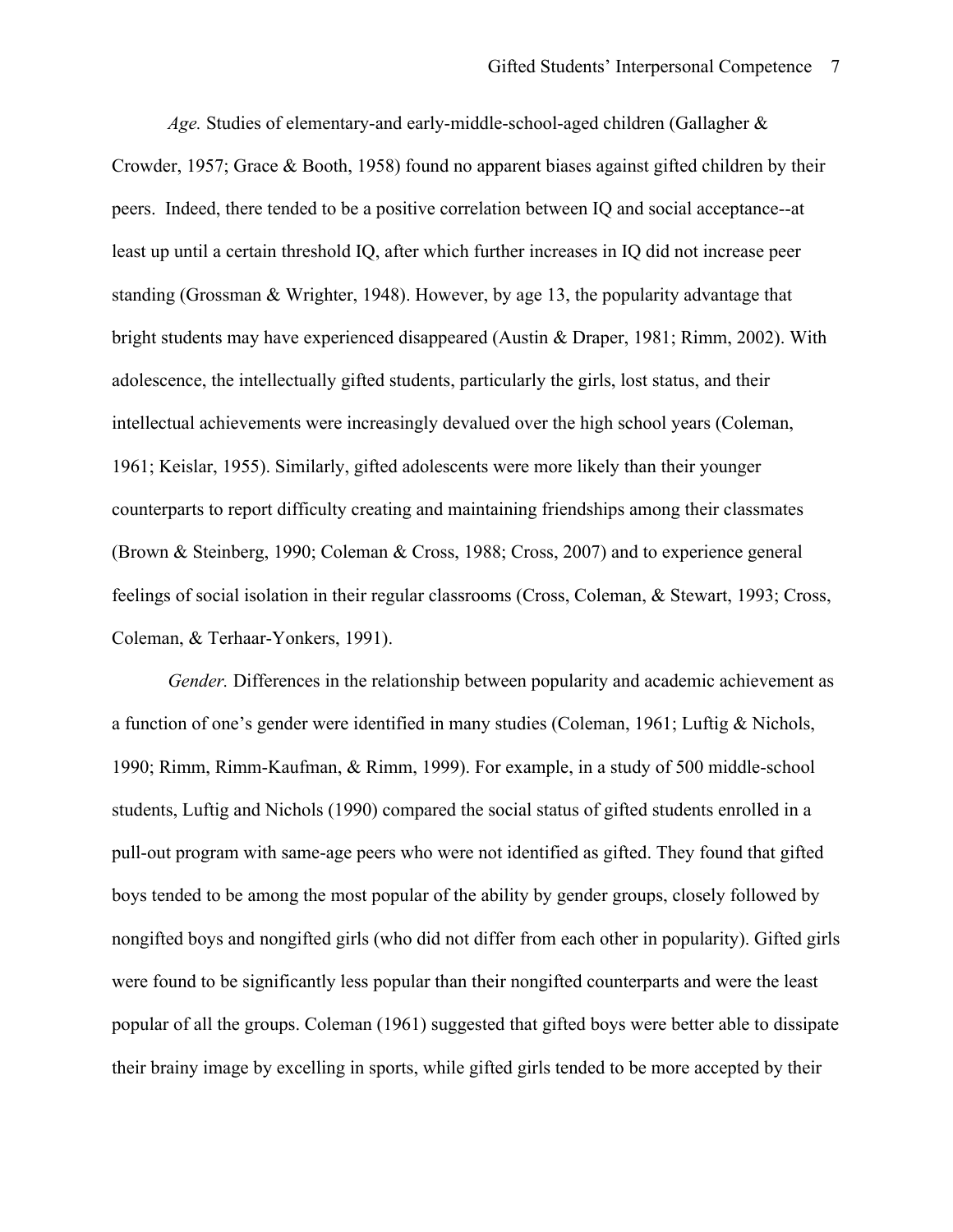*Age.* Studies of elementary-and early-middle-school-aged children (Gallagher & Crowder, 1957; Grace & Booth, 1958) found no apparent biases against gifted children by their peers. Indeed, there tended to be a positive correlation between IQ and social acceptance--at least up until a certain threshold IQ, after which further increases in IQ did not increase peer standing (Grossman & Wrighter, 1948). However, by age 13, the popularity advantage that bright students may have experienced disappeared (Austin & Draper, 1981; Rimm, 2002). With adolescence, the intellectually gifted students, particularly the girls, lost status, and their intellectual achievements were increasingly devalued over the high school years (Coleman, 1961; Keislar, 1955). Similarly, gifted adolescents were more likely than their younger counterparts to report difficulty creating and maintaining friendships among their classmates (Brown & Steinberg, 1990; Coleman & Cross, 1988; Cross, 2007) and to experience general feelings of social isolation in their regular classrooms (Cross, Coleman, & Stewart, 1993; Cross, Coleman, & Terhaar-Yonkers, 1991).

*Gender.* Differences in the relationship between popularity and academic achievement as a function of one's gender were identified in many studies (Coleman, 1961; Luftig & Nichols, 1990; Rimm, Rimm-Kaufman, & Rimm, 1999). For example, in a study of 500 middle-school students, Luftig and Nichols (1990) compared the social status of gifted students enrolled in a pull-out program with same-age peers who were not identified as gifted. They found that gifted boys tended to be among the most popular of the ability by gender groups, closely followed by nongifted boys and nongifted girls (who did not differ from each other in popularity). Gifted girls were found to be significantly less popular than their nongifted counterparts and were the least popular of all the groups. Coleman (1961) suggested that gifted boys were better able to dissipate their brainy image by excelling in sports, while gifted girls tended to be more accepted by their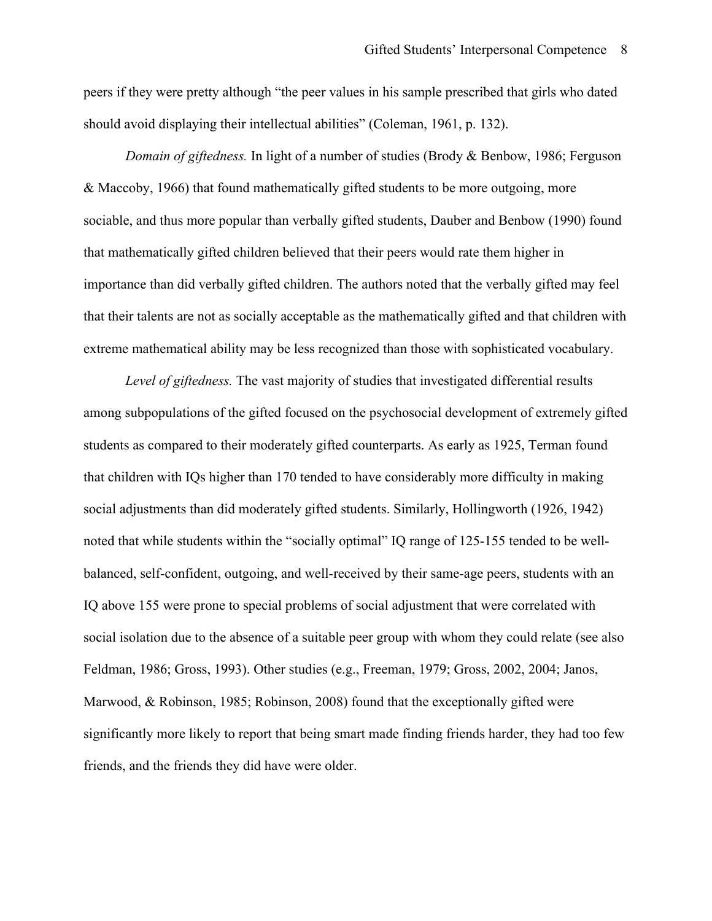peers if they were pretty although "the peer values in his sample prescribed that girls who dated should avoid displaying their intellectual abilities" (Coleman, 1961, p. 132).

*Domain of giftedness.* In light of a number of studies (Brody & Benbow, 1986; Ferguson & Maccoby, 1966) that found mathematically gifted students to be more outgoing, more sociable, and thus more popular than verbally gifted students, Dauber and Benbow (1990) found that mathematically gifted children believed that their peers would rate them higher in importance than did verbally gifted children. The authors noted that the verbally gifted may feel that their talents are not as socially acceptable as the mathematically gifted and that children with extreme mathematical ability may be less recognized than those with sophisticated vocabulary.

*Level of giftedness.* The vast majority of studies that investigated differential results among subpopulations of the gifted focused on the psychosocial development of extremely gifted students as compared to their moderately gifted counterparts. As early as 1925, Terman found that children with IQs higher than 170 tended to have considerably more difficulty in making social adjustments than did moderately gifted students. Similarly, Hollingworth (1926, 1942) noted that while students within the "socially optimal" IQ range of 125-155 tended to be well-balanced, self-confident, outgoing, and well-received by their same-age peers, students with an IQ above 155 were prone to special problems of social adjustment that were correlated with social isolation due to the absence of a suitable peer group with whom they could relate (see also Feldman, 1986; Gross, 1993). Other studies (e.g., Freeman, 1979; Gross, 2002, 2004; Janos, Marwood, & Robinson, 1985; Robinson, 2008) found that the exceptionally gifted were significantly more likely to report that being smart made finding friends harder, they had too few friends, and the friends they did have were older.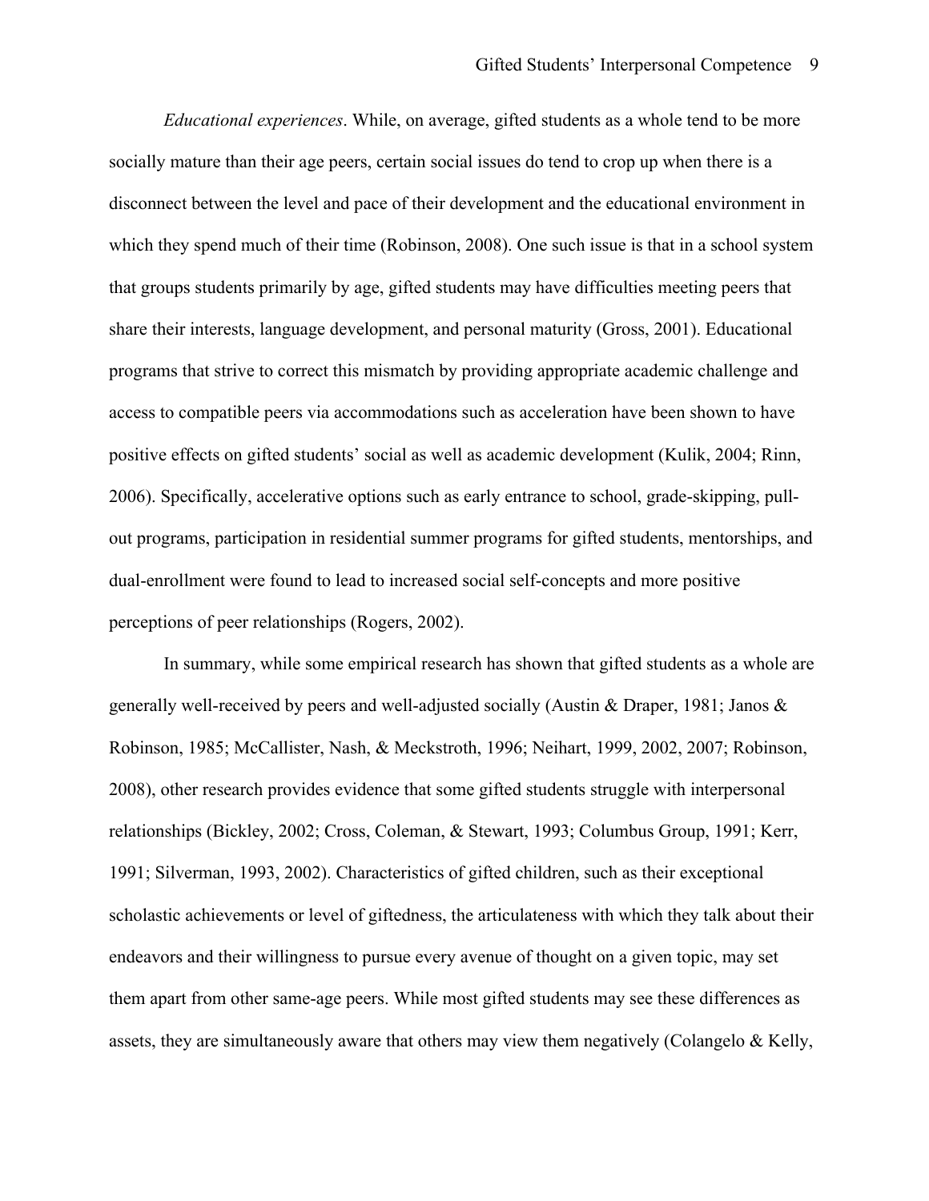*Educational experiences*. While, on average, gifted students as a whole tend to be more socially mature than their age peers, certain social issues do tend to crop up when there is a disconnect between the level and pace of their development and the educational environment in which they spend much of their time (Robinson, 2008). One such issue is that in a school system that groups students primarily by age, gifted students may have difficulties meeting peers that share their interests, language development, and personal maturity (Gross, 2001). Educational programs that strive to correct this mismatch by providing appropriate academic challenge and access to compatible peers via accommodations such as acceleration have been shown to have positive effects on gifted students' social as well as academic development (Kulik, 2004; Rinn, 2006). Specifically, accelerative options such as early entrance to school, grade-skipping, pull-out programs, participation in residential summer programs for gifted students, mentorships, and dual-enrollment were found to lead to increased social self-concepts and more positive perceptions of peer relationships (Rogers, 2002).

In summary, while some empirical research has shown that gifted students as a whole are generally well-received by peers and well-adjusted socially (Austin & Draper, 1981; Janos & Robinson, 1985; McCallister, Nash, & Meckstroth, 1996; Neihart, 1999, 2002, 2007; Robinson, 2008), other research provides evidence that some gifted students struggle with interpersonal relationships (Bickley, 2002; Cross, Coleman, & Stewart, 1993; Columbus Group, 1991; Kerr, 1991; Silverman, 1993, 2002). Characteristics of gifted children, such as their exceptional scholastic achievements or level of giftedness, the articulateness with which they talk about their endeavors and their willingness to pursue every avenue of thought on a given topic, may set them apart from other same-age peers. While most gifted students may see these differences as assets, they are simultaneously aware that others may view them negatively (Colangelo & Kelly,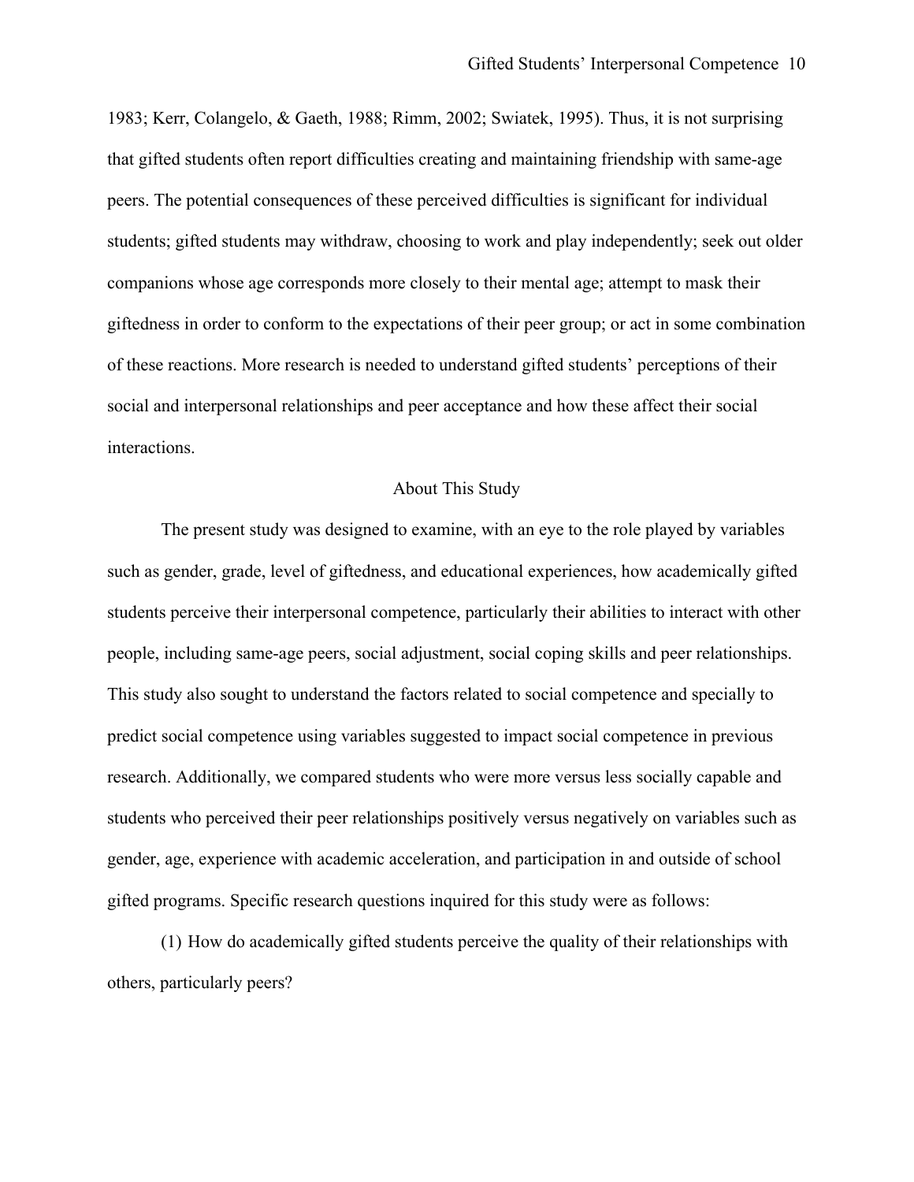1983; Kerr, Colangelo, & Gaeth, 1988; Rimm, 2002; Swiatek, 1995). Thus, it is not surprising that gifted students often report difficulties creating and maintaining friendship with same-age peers. The potential consequences of these perceived difficulties is significant for individual students; gifted students may withdraw, choosing to work and play independently; seek out older companions whose age corresponds more closely to their mental age; attempt to mask their giftedness in order to conform to the expectations of their peer group; or act in some combination of these reactions. More research is needed to understand gifted students' perceptions of their social and interpersonal relationships and peer acceptance and how these affect their social interactions.

## About This Study

The present study was designed to examine, with an eye to the role played by variables such as gender, grade, level of giftedness, and educational experiences, how academically gifted students perceive their interpersonal competence, particularly their abilities to interact with other people, including same-age peers, social adjustment, social coping skills and peer relationships. This study also sought to understand the factors related to social competence and specially to predict social competence using variables suggested to impact social competence in previous research. Additionally, we compared students who were more versus less socially capable and students who perceived their peer relationships positively versus negatively on variables such as gender, age, experience with academic acceleration, and participation in and outside of school gifted programs. Specific research questions inquired for this study were as follows:

(1) How do academically gifted students perceive the quality of their relationships with others, particularly peers?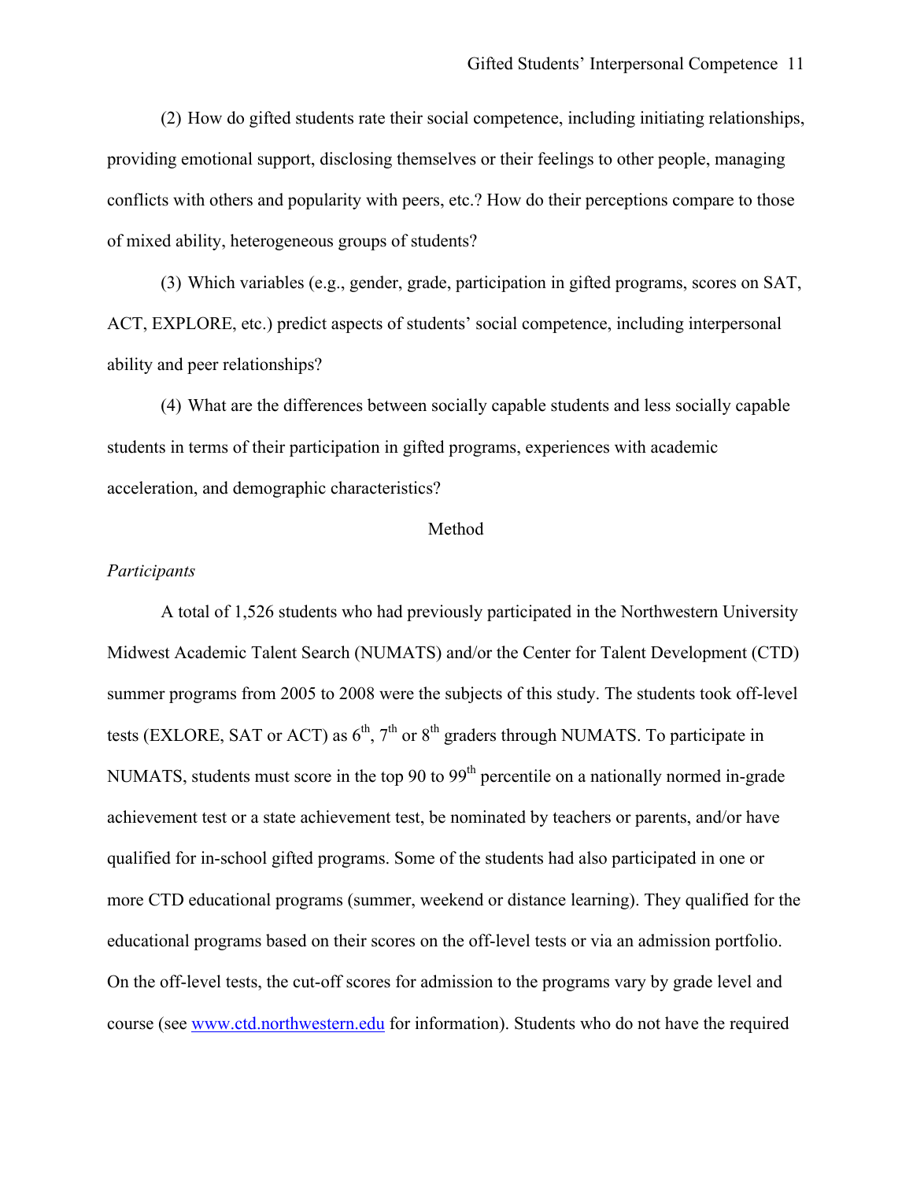(2) How do gifted students rate their social competence, including initiating relationships, providing emotional support, disclosing themselves or their feelings to other people, managing conflicts with others and popularity with peers, etc.? How do their perceptions compare to those of mixed ability, heterogeneous groups of students?

(3) Which variables (e.g., gender, grade, participation in gifted programs, scores on SAT, ACT, EXPLORE, etc.) predict aspects of students' social competence, including interpersonal ability and peer relationships?

(4) What are the differences between socially capable students and less socially capable students in terms of their participation in gifted programs, experiences with academic acceleration, and demographic characteristics?

## Method

### *Participants*

A total of 1,526 students who had previously participated in the Northwestern University Midwest Academic Talent Search (NUMATS) and/or the Center for Talent Development (CTD) summer programs from 2005 to 2008 were the subjects of this study. The students took off-level tests (EXLORE, SAT or ACT) as 6th, 7th or 8th graders through NUMATS. To participate in NUMATS, students must score in the top 90 to 99th percentile on a nationally normed in-grade achievement test or a state achievement test, be nominated by teachers or parents, and/or have qualified for in-school gifted programs. Some of the students had also participated in one or more CTD educational programs (summer, weekend or distance learning). They qualified for the educational programs based on their scores on the off-level tests or via an admission portfolio. On the off-level tests, the cut-off scores for admission to the programs vary by grade level and course (see www.ctd.northwestern.edu for information). Students who do not have the required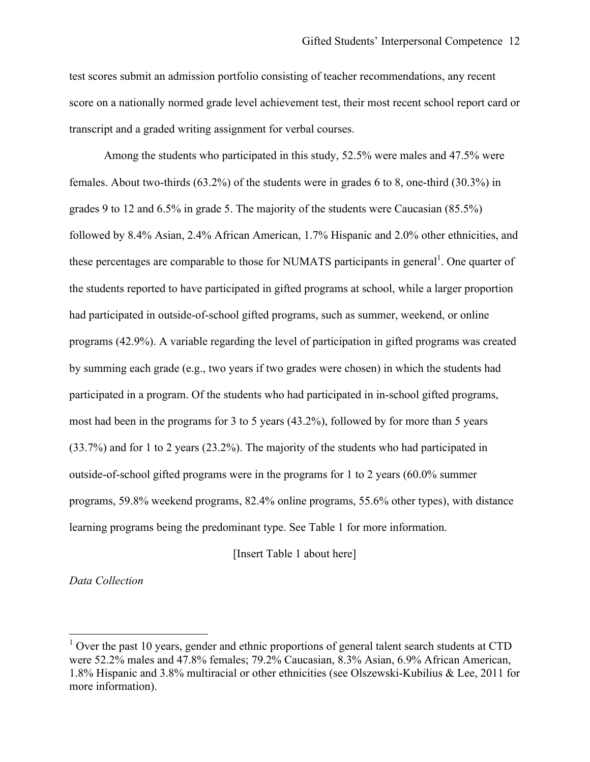test scores submit an admission portfolio consisting of teacher recommendations, any recent score on a nationally normed grade level achievement test, their most recent school report card or transcript and a graded writing assignment for verbal courses.

Among the students who participated in this study, 52.5% were males and 47.5% were females. About two-thirds (63.2%) of the students were in grades 6 to 8, one-third (30.3%) in grades 9 to 12 and 6.5% in grade 5. The majority of the students were Caucasian (85.5%) followed by 8.4% Asian, 2.4% African American, 1.7% Hispanic and 2.0% other ethnicities, and these percentages are comparable to those for NUMATS participants in general[1]. One quarter of the students reported to have participated in gifted programs at school, while a larger proportion had participated in outside-of-school gifted programs, such as summer, weekend, or online programs (42.9%). A variable regarding the level of participation in gifted programs was created by summing each grade (e.g., two years if two grades were chosen) in which the students had participated in a program. Of the students who had participated in in-school gifted programs, most had been in the programs for 3 to 5 years (43.2%), followed by for more than 5 years (33.7%) and for 1 to 2 years (23.2%). The majority of the students who had participated in outside-of-school gifted programs were in the programs for 1 to 2 years (60.0% summer programs, 59.8% weekend programs, 82.4% online programs, 55.6% other types), with distance learning programs being the predominant type. See Table 1 for more information.

[Insert Table 1 about here]

*Data Collection*

[1] Over the past 10 years, gender and ethnic proportions of general talent search students at CTD were 52.2% males and 47.8% females; 79.2% Caucasian, 8.3% Asian, 6.9% African American, 1.8% Hispanic and 3.8% multiracial or other ethnicities (see Olszewski-Kubilius & Lee, 2011 for more information).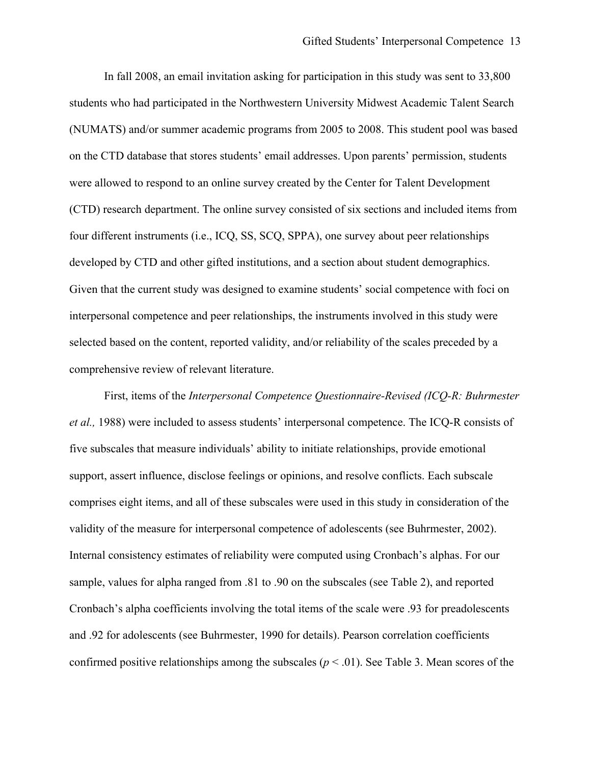In fall 2008, an email invitation asking for participation in this study was sent to 33,800 students who had participated in the Northwestern University Midwest Academic Talent Search (NUMATS) and/or summer academic programs from 2005 to 2008. This student pool was based on the CTD database that stores students' email addresses. Upon parents' permission, students were allowed to respond to an online survey created by the Center for Talent Development (CTD) research department. The online survey consisted of six sections and included items from four different instruments (i.e., ICQ, SS, SCQ, SPPA), one survey about peer relationships developed by CTD and other gifted institutions, and a section about student demographics. Given that the current study was designed to examine students' social competence with foci on interpersonal competence and peer relationships, the instruments involved in this study were selected based on the content, reported validity, and/or reliability of the scales preceded by a comprehensive review of relevant literature.

First, items of the *Interpersonal Competence Questionnaire-Revised (ICQ-R: Buhrmester et al.,* 1988) were included to assess students' interpersonal competence. The ICQ-R consists of five subscales that measure individuals' ability to initiate relationships, provide emotional support, assert influence, disclose feelings or opinions, and resolve conflicts. Each subscale comprises eight items, and all of these subscales were used in this study in consideration of the validity of the measure for interpersonal competence of adolescents (see Buhrmester, 2002). Internal consistency estimates of reliability were computed using Cronbach's alphas. For our sample, values for alpha ranged from .81 to .90 on the subscales (see Table 2), and reported Cronbach's alpha coefficients involving the total items of the scale were .93 for preadolescents and .92 for adolescents (see Buhrmester, 1990 for details). Pearson correlation coefficients confirmed positive relationships among the subscales ($p < .01$). See Table 3. Mean scores of the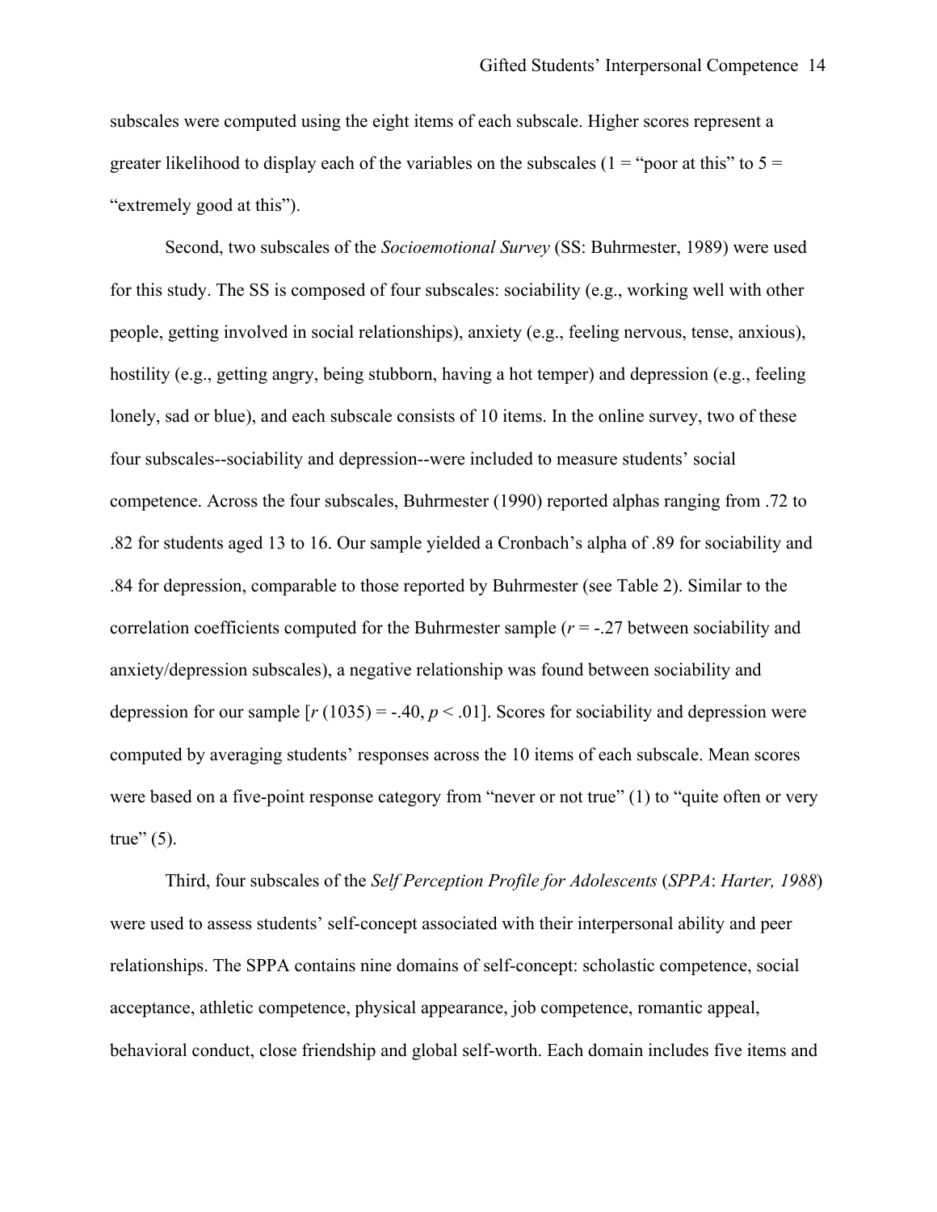subscales were computed using the eight items of each subscale. Higher scores represent a greater likelihood to display each of the variables on the subscales (1 = "poor at this" to 5 = "extremely good at this").

Second, two subscales of the *Socioemotional Survey* (SS: Buhrmester, 1989) were used for this study. The SS is composed of four subscales: sociability (e.g., working well with other people, getting involved in social relationships), anxiety (e.g., feeling nervous, tense, anxious), hostility (e.g., getting angry, being stubborn, having a hot temper) and depression (e.g., feeling lonely, sad or blue), and each subscale consists of 10 items. In the online survey, two of these four subscales--sociability and depression--were included to measure students' social competence. Across the four subscales, Buhrmester (1990) reported alphas ranging from .72 to .82 for students aged 13 to 16. Our sample yielded a Cronbach's alpha of .89 for sociability and .84 for depression, comparable to those reported by Buhrmester (see Table 2). Similar to the correlation coefficients computed for the Buhrmester sample ($r$ = -.27 between sociability and anxiety/depression subscales), a negative relationship was found between sociability and depression for our sample [$r$ (1035) = -.40, $p$ < .01]. Scores for sociability and depression were computed by averaging students' responses across the 10 items of each subscale. Mean scores were based on a five-point response category from "never or not true" (1) to "quite often or very true" (5).

Third, four subscales of the *Self Perception Profile for Adolescents* (*SPPA*: *Harter, 1988*) were used to assess students' self-concept associated with their interpersonal ability and peer relationships. The SPPA contains nine domains of self-concept: scholastic competence, social acceptance, athletic competence, physical appearance, job competence, romantic appeal, behavioral conduct, close friendship and global self-worth. Each domain includes five items and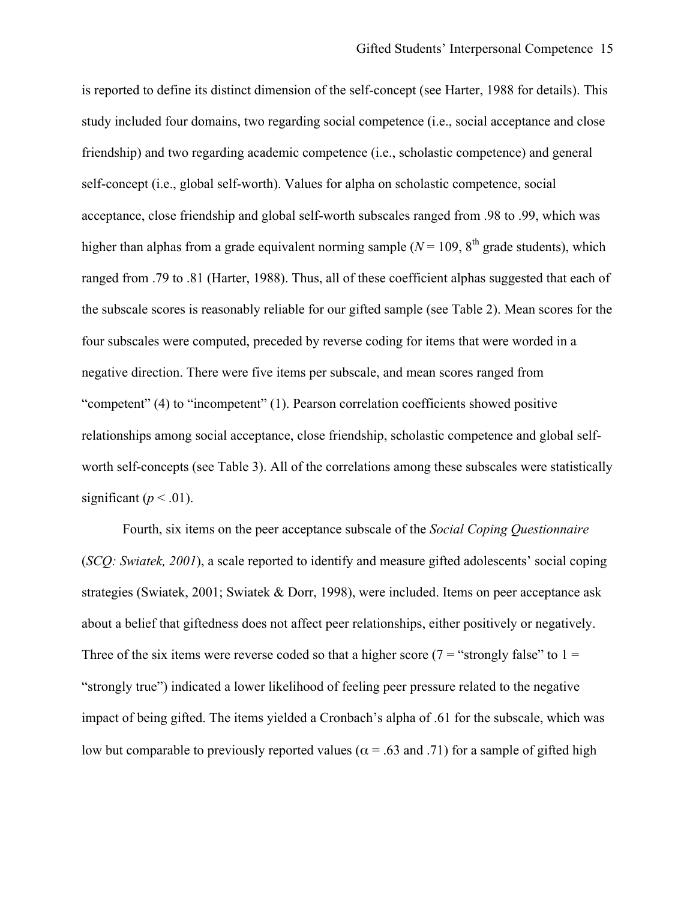is reported to define its distinct dimension of the self-concept (see Harter, 1988 for details). This study included four domains, two regarding social competence (i.e., social acceptance and close friendship) and two regarding academic competence (i.e., scholastic competence) and general self-concept (i.e., global self-worth). Values for alpha on scholastic competence, social acceptance, close friendship and global self-worth subscales ranged from .98 to .99, which was higher than alphas from a grade equivalent norming sample (*N* = 109, 8th grade students), which ranged from .79 to .81 (Harter, 1988). Thus, all of these coefficient alphas suggested that each of the subscale scores is reasonably reliable for our gifted sample (see Table 2). Mean scores for the four subscales were computed, preceded by reverse coding for items that were worded in a negative direction. There were five items per subscale, and mean scores ranged from "competent" (4) to "incompetent" (1). Pearson correlation coefficients showed positive relationships among social acceptance, close friendship, scholastic competence and global self-worth self-concepts (see Table 3). All of the correlations among these subscales were statistically significant ($p < .01$).

Fourth, six items on the peer acceptance subscale of the *Social Coping Questionnaire* (*SCQ: Swiatek, 2001*), a scale reported to identify and measure gifted adolescents' social coping strategies (Swiatek, 2001; Swiatek & Dorr, 1998), were included. Items on peer acceptance ask about a belief that giftedness does not affect peer relationships, either positively or negatively. Three of the six items were reverse coded so that a higher score (7 = "strongly false" to 1 = "strongly true") indicated a lower likelihood of feeling peer pressure related to the negative impact of being gifted. The items yielded a Cronbach's alpha of .61 for the subscale, which was low but comparable to previously reported values ($\alpha = .63$ and .71) for a sample of gifted high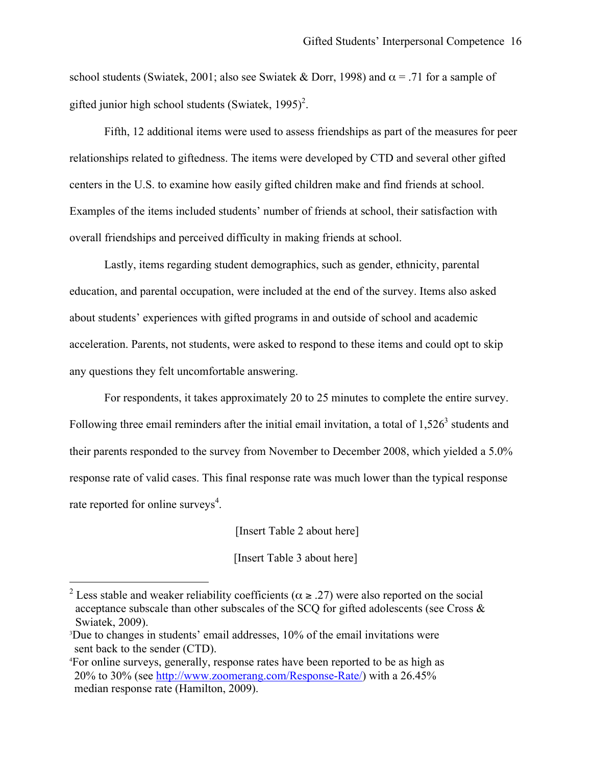school students (Swiatek, 2001; also see Swiatek & Dorr, 1998) and $\alpha = .71$ for a sample of gifted junior high school students (Swiatek, 1995)[2].

Fifth, 12 additional items were used to assess friendships as part of the measures for peer relationships related to giftedness. The items were developed by CTD and several other gifted centers in the U.S. to examine how easily gifted children make and find friends at school. Examples of the items included students' number of friends at school, their satisfaction with overall friendships and perceived difficulty in making friends at school.

Lastly, items regarding student demographics, such as gender, ethnicity, parental education, and parental occupation, were included at the end of the survey. Items also asked about students' experiences with gifted programs in and outside of school and academic acceleration. Parents, not students, were asked to respond to these items and could opt to skip any questions they felt uncomfortable answering.

For respondents, it takes approximately 20 to 25 minutes to complete the entire survey. Following three email reminders after the initial email invitation, a total of 1,526[3] students and their parents responded to the survey from November to December 2008, which yielded a 5.0% response rate of valid cases. This final response rate was much lower than the typical response rate reported for online surveys[4].

[Insert Table 2 about here]

[Insert Table 3 about here]

---

[2] Less stable and weaker reliability coefficients ($\alpha \geq .27$) were also reported on the social acceptance subscale than other subscales of the SCQ for gifted adolescents (see Cross & Swiatek, 2009).

[3] Due to changes in students' email addresses, 10% of the email invitations were sent back to the sender (CTD).

[4] For online surveys, generally, response rates have been reported to be as high as 20% to 30% (see http://www.zoomerang.com/Response-Rate/) with a 26.45% median response rate (Hamilton, 2009).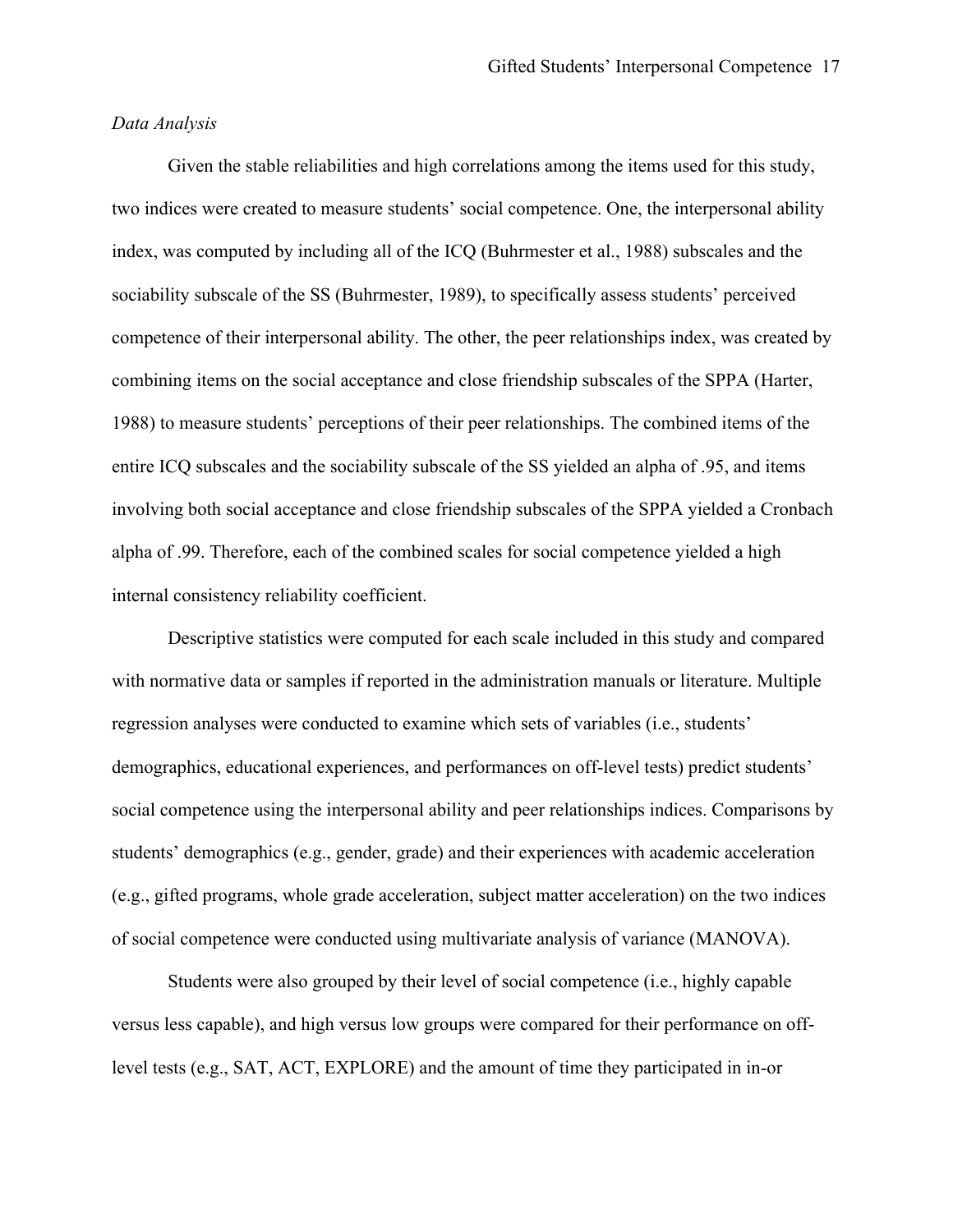*Data Analysis*

Given the stable reliabilities and high correlations among the items used for this study, two indices were created to measure students' social competence. One, the interpersonal ability index, was computed by including all of the ICQ (Buhrmester et al., 1988) subscales and the sociability subscale of the SS (Buhrmester, 1989), to specifically assess students' perceived competence of their interpersonal ability. The other, the peer relationships index, was created by combining items on the social acceptance and close friendship subscales of the SPPA (Harter, 1988) to measure students' perceptions of their peer relationships. The combined items of the entire ICQ subscales and the sociability subscale of the SS yielded an alpha of .95, and items involving both social acceptance and close friendship subscales of the SPPA yielded a Cronbach alpha of .99. Therefore, each of the combined scales for social competence yielded a high internal consistency reliability coefficient.

Descriptive statistics were computed for each scale included in this study and compared with normative data or samples if reported in the administration manuals or literature. Multiple regression analyses were conducted to examine which sets of variables (i.e., students' demographics, educational experiences, and performances on off-level tests) predict students' social competence using the interpersonal ability and peer relationships indices. Comparisons by students' demographics (e.g., gender, grade) and their experiences with academic acceleration (e.g., gifted programs, whole grade acceleration, subject matter acceleration) on the two indices of social competence were conducted using multivariate analysis of variance (MANOVA).

Students were also grouped by their level of social competence (i.e., highly capable versus less capable), and high versus low groups were compared for their performance on off-level tests (e.g., SAT, ACT, EXPLORE) and the amount of time they participated in in-or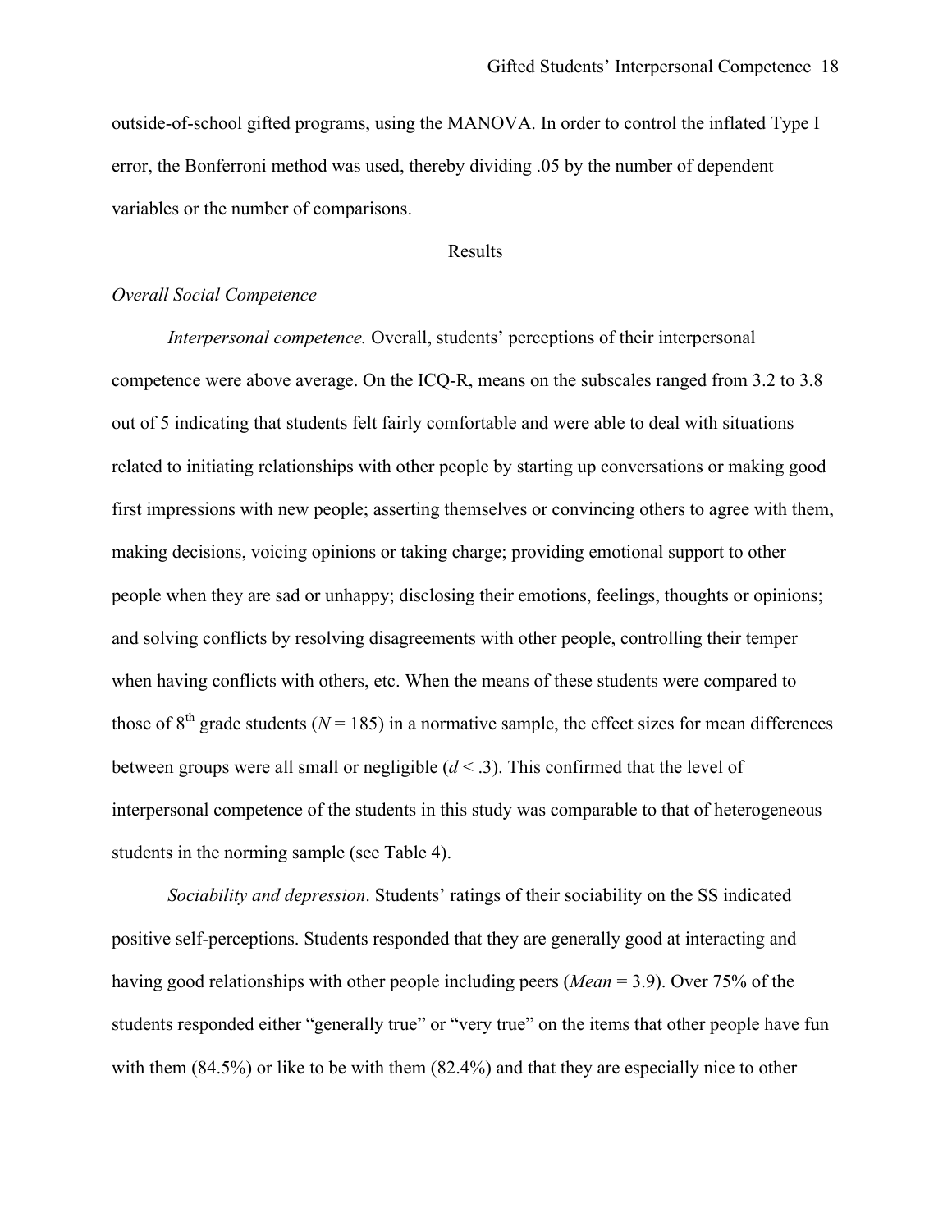outside-of-school gifted programs, using the MANOVA. In order to control the inflated Type I error, the Bonferroni method was used, thereby dividing .05 by the number of dependent variables or the number of comparisons.

## Results

### *Overall Social Competence*

*Interpersonal competence.* Overall, students' perceptions of their interpersonal competence were above average. On the ICQ-R, means on the subscales ranged from 3.2 to 3.8 out of 5 indicating that students felt fairly comfortable and were able to deal with situations related to initiating relationships with other people by starting up conversations or making good first impressions with new people; asserting themselves or convincing others to agree with them, making decisions, voicing opinions or taking charge; providing emotional support to other people when they are sad or unhappy; disclosing their emotions, feelings, thoughts or opinions; and solving conflicts by resolving disagreements with other people, controlling their temper when having conflicts with others, etc. When the means of these students were compared to those of 8th grade students ($N = 185$) in a normative sample, the effect sizes for mean differences between groups were all small or negligible ($d < .3$). This confirmed that the level of interpersonal competence of the students in this study was comparable to that of heterogeneous students in the norming sample (see Table 4).

*Sociability and depression*. Students' ratings of their sociability on the SS indicated positive self-perceptions. Students responded that they are generally good at interacting and having good relationships with other people including peers (*Mean* = 3.9). Over 75% of the students responded either "generally true" or "very true" on the items that other people have fun with them (84.5%) or like to be with them (82.4%) and that they are especially nice to other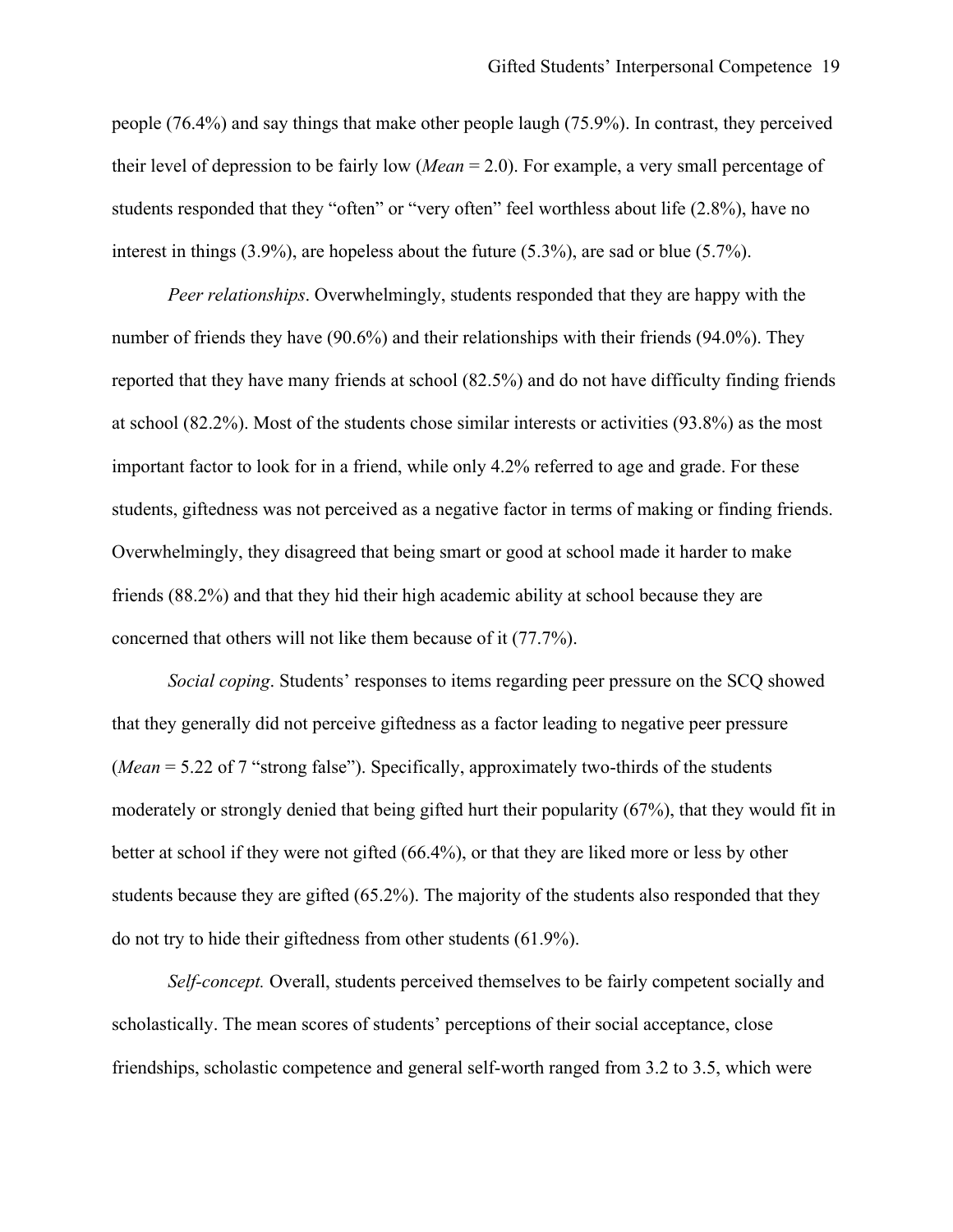people (76.4%) and say things that make other people laugh (75.9%). In contrast, they perceived their level of depression to be fairly low (*Mean* = 2.0). For example, a very small percentage of students responded that they "often" or "very often" feel worthless about life (2.8%), have no interest in things (3.9%), are hopeless about the future (5.3%), are sad or blue (5.7%).

*Peer relationships*. Overwhelmingly, students responded that they are happy with the number of friends they have (90.6%) and their relationships with their friends (94.0%). They reported that they have many friends at school (82.5%) and do not have difficulty finding friends at school (82.2%). Most of the students chose similar interests or activities (93.8%) as the most important factor to look for in a friend, while only 4.2% referred to age and grade. For these students, giftedness was not perceived as a negative factor in terms of making or finding friends. Overwhelmingly, they disagreed that being smart or good at school made it harder to make friends (88.2%) and that they hid their high academic ability at school because they are concerned that others will not like them because of it (77.7%).

*Social coping*. Students' responses to items regarding peer pressure on the SCQ showed that they generally did not perceive giftedness as a factor leading to negative peer pressure (*Mean* = 5.22 of 7 "strong false"). Specifically, approximately two-thirds of the students moderately or strongly denied that being gifted hurt their popularity (67%), that they would fit in better at school if they were not gifted (66.4%), or that they are liked more or less by other students because they are gifted (65.2%). The majority of the students also responded that they do not try to hide their giftedness from other students (61.9%).

*Self-concept.* Overall, students perceived themselves to be fairly competent socially and scholastically. The mean scores of students' perceptions of their social acceptance, close friendships, scholastic competence and general self-worth ranged from 3.2 to 3.5, which were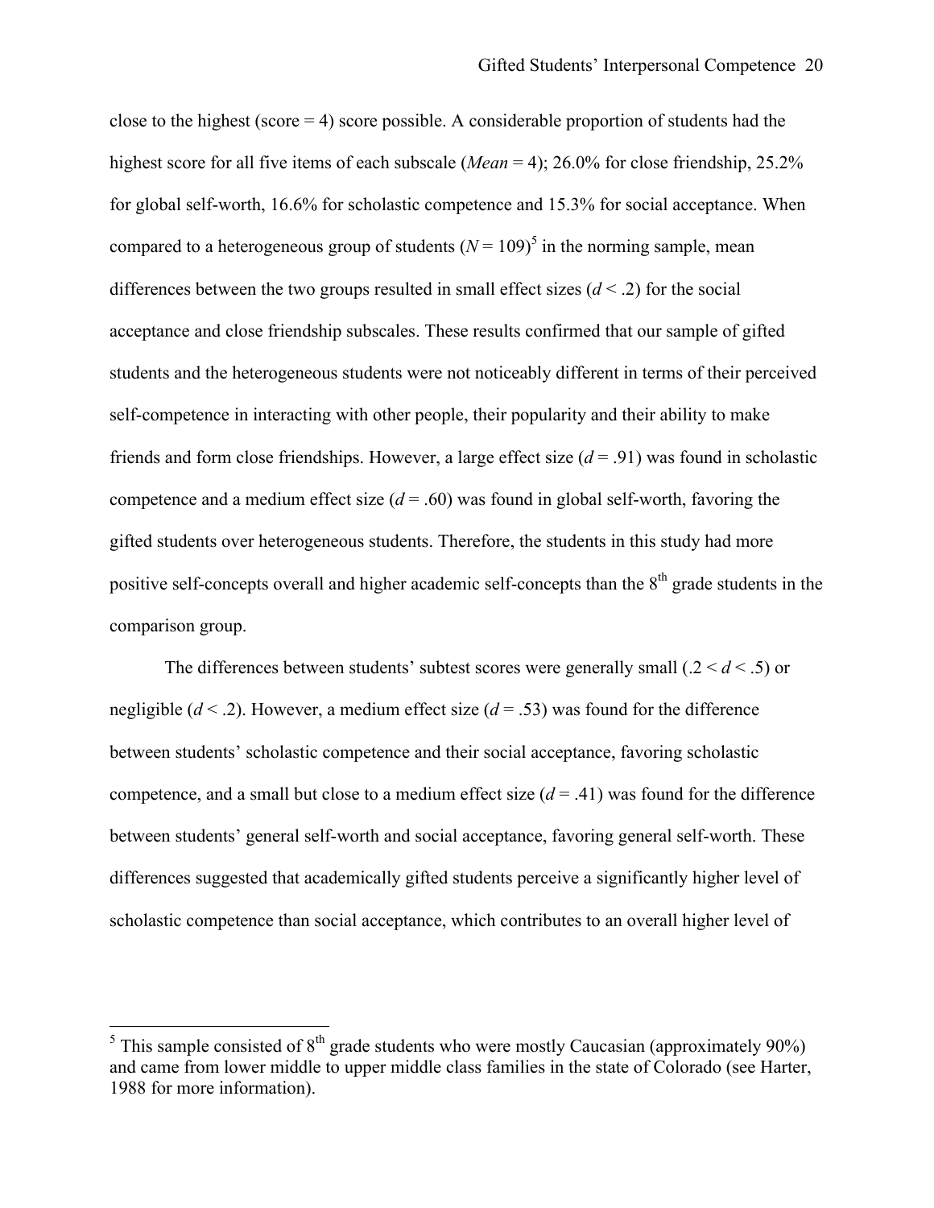close to the highest (score = 4) score possible. A considerable proportion of students had the highest score for all five items of each subscale (*Mean* = 4); 26.0% for close friendship, 25.2% for global self-worth, 16.6% for scholastic competence and 15.3% for social acceptance. When compared to a heterogeneous group of students ($N = 109$)[5] in the norming sample, mean differences between the two groups resulted in small effect sizes ($d < .2$) for the social acceptance and close friendship subscales. These results confirmed that our sample of gifted students and the heterogeneous students were not noticeably different in terms of their perceived self-competence in interacting with other people, their popularity and their ability to make friends and form close friendships. However, a large effect size ($d = .91$) was found in scholastic competence and a medium effect size ($d = .60$) was found in global self-worth, favoring the gifted students over heterogeneous students. Therefore, the students in this study had more positive self-concepts overall and higher academic self-concepts than the 8th grade students in the comparison group.

The differences between students' subtest scores were generally small ($.2 < d < .5$) or negligible ($d < .2$). However, a medium effect size ($d = .53$) was found for the difference between students' scholastic competence and their social acceptance, favoring scholastic competence, and a small but close to a medium effect size ($d = .41$) was found for the difference between students' general self-worth and social acceptance, favoring general self-worth. These differences suggested that academically gifted students perceive a significantly higher level of scholastic competence than social acceptance, which contributes to an overall higher level of

[5] This sample consisted of 8th grade students who were mostly Caucasian (approximately 90%) and came from lower middle to upper middle class families in the state of Colorado (see Harter, 1988 for more information).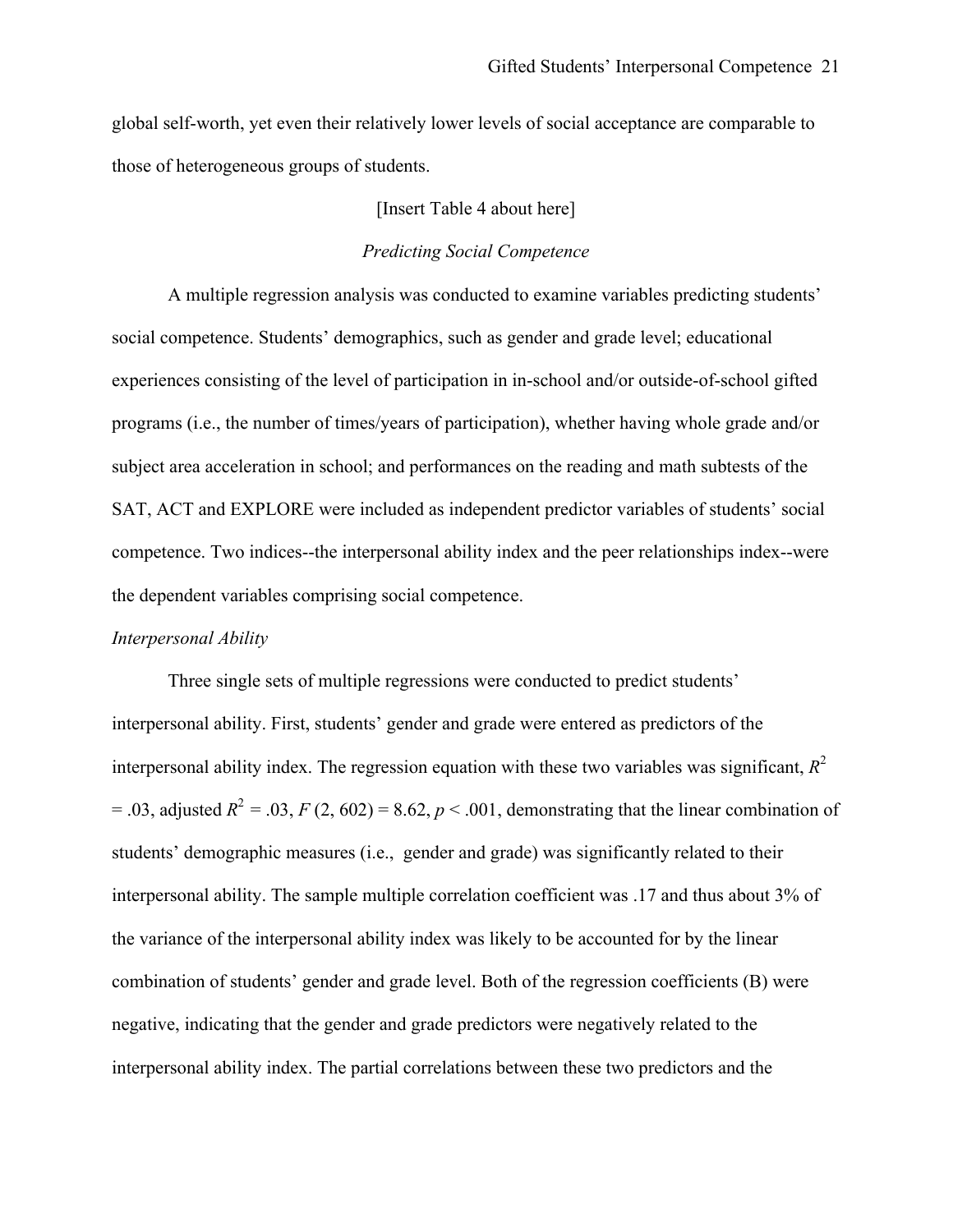global self-worth, yet even their relatively lower levels of social acceptance are comparable to those of heterogeneous groups of students.

[Insert Table 4 about here]

### *Predicting Social Competence*

A multiple regression analysis was conducted to examine variables predicting students' social competence. Students' demographics, such as gender and grade level; educational experiences consisting of the level of participation in in-school and/or outside-of-school gifted programs (i.e., the number of times/years of participation), whether having whole grade and/or subject area acceleration in school; and performances on the reading and math subtests of the SAT, ACT and EXPLORE were included as independent predictor variables of students' social competence. Two indices--the interpersonal ability index and the peer relationships index--were the dependent variables comprising social competence.

#### *Interpersonal Ability*

Three single sets of multiple regressions were conducted to predict students' interpersonal ability. First, students' gender and grade were entered as predictors of the interpersonal ability index. The regression equation with these two variables was significant, $R^2 = .03$, adjusted $R^2 = .03$, $F$ (2, 602) = 8.62, $p < .001$, demonstrating that the linear combination of students' demographic measures (i.e., gender and grade) was significantly related to their interpersonal ability. The sample multiple correlation coefficient was .17 and thus about 3% of the variance of the interpersonal ability index was likely to be accounted for by the linear combination of students' gender and grade level. Both of the regression coefficients (B) were negative, indicating that the gender and grade predictors were negatively related to the interpersonal ability index. The partial correlations between these two predictors and the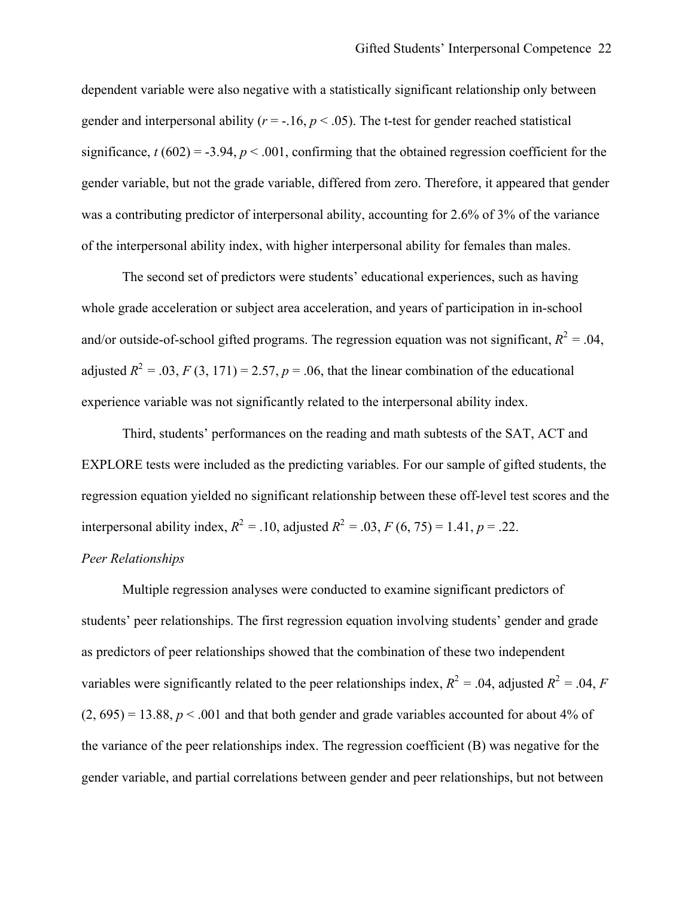dependent variable were also negative with a statistically significant relationship only between gender and interpersonal ability ($r = -.16$, $p < .05$). The t-test for gender reached statistical significance, $t$ (602) = -3.94, $p < .001$, confirming that the obtained regression coefficient for the gender variable, but not the grade variable, differed from zero. Therefore, it appeared that gender was a contributing predictor of interpersonal ability, accounting for 2.6% of 3% of the variance of the interpersonal ability index, with higher interpersonal ability for females than males.

The second set of predictors were students' educational experiences, such as having whole grade acceleration or subject area acceleration, and years of participation in in-school and/or outside-of-school gifted programs. The regression equation was not significant, $R^2 = .04$, adjusted $R^2 = .03$, $F$ (3, 171) = 2.57, $p = .06$, that the linear combination of the educational experience variable was not significantly related to the interpersonal ability index.

Third, students' performances on the reading and math subtests of the SAT, ACT and EXPLORE tests were included as the predicting variables. For our sample of gifted students, the regression equation yielded no significant relationship between these off-level test scores and the interpersonal ability index, $R^2 = .10$, adjusted $R^2 = .03$, $F$ (6, 75) = 1.41, $p = .22$.

*Peer Relationships*

Multiple regression analyses were conducted to examine significant predictors of students' peer relationships. The first regression equation involving students' gender and grade as predictors of peer relationships showed that the combination of these two independent variables were significantly related to the peer relationships index, $R^2 = .04$, adjusted $R^2 = .04$, $F$ (2, 695) = 13.88, $p < .001$ and that both gender and grade variables accounted for about 4% of the variance of the peer relationships index. The regression coefficient (B) was negative for the gender variable, and partial correlations between gender and peer relationships, but not between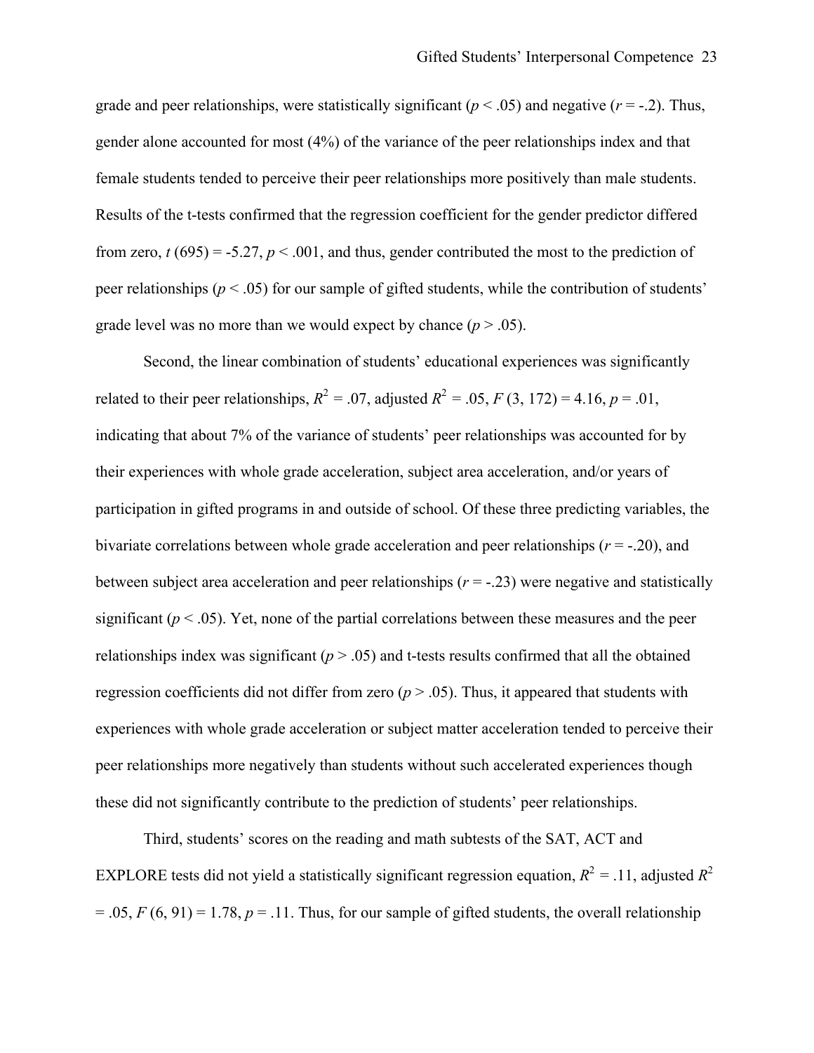grade and peer relationships, were statistically significant ($p < .05$) and negative ($r = -.2$). Thus, gender alone accounted for most (4%) of the variance of the peer relationships index and that female students tended to perceive their peer relationships more positively than male students. Results of the t-tests confirmed that the regression coefficient for the gender predictor differed from zero, $t\ (695) = -5.27$, $p < .001$, and thus, gender contributed the most to the prediction of peer relationships ($p < .05$) for our sample of gifted students, while the contribution of students' grade level was no more than we would expect by chance ($p > .05$).

Second, the linear combination of students' educational experiences was significantly related to their peer relationships, $R^2 = .07$, adjusted $R^2 = .05$, $F\ (3, 172) = 4.16$, $p = .01$, indicating that about 7% of the variance of students' peer relationships was accounted for by their experiences with whole grade acceleration, subject area acceleration, and/or years of participation in gifted programs in and outside of school. Of these three predicting variables, the bivariate correlations between whole grade acceleration and peer relationships ($r = -.20$), and between subject area acceleration and peer relationships ($r = -.23$) were negative and statistically significant ($p < .05$). Yet, none of the partial correlations between these measures and the peer relationships index was significant ($p > .05$) and t-tests results confirmed that all the obtained regression coefficients did not differ from zero ($p > .05$). Thus, it appeared that students with experiences with whole grade acceleration or subject matter acceleration tended to perceive their peer relationships more negatively than students without such accelerated experiences though these did not significantly contribute to the prediction of students' peer relationships.

Third, students' scores on the reading and math subtests of the SAT, ACT and EXPLORE tests did not yield a statistically significant regression equation, $R^2 = .11$, adjusted $R^2 = .05$, $F\ (6, 91) = 1.78$, $p = .11$. Thus, for our sample of gifted students, the overall relationship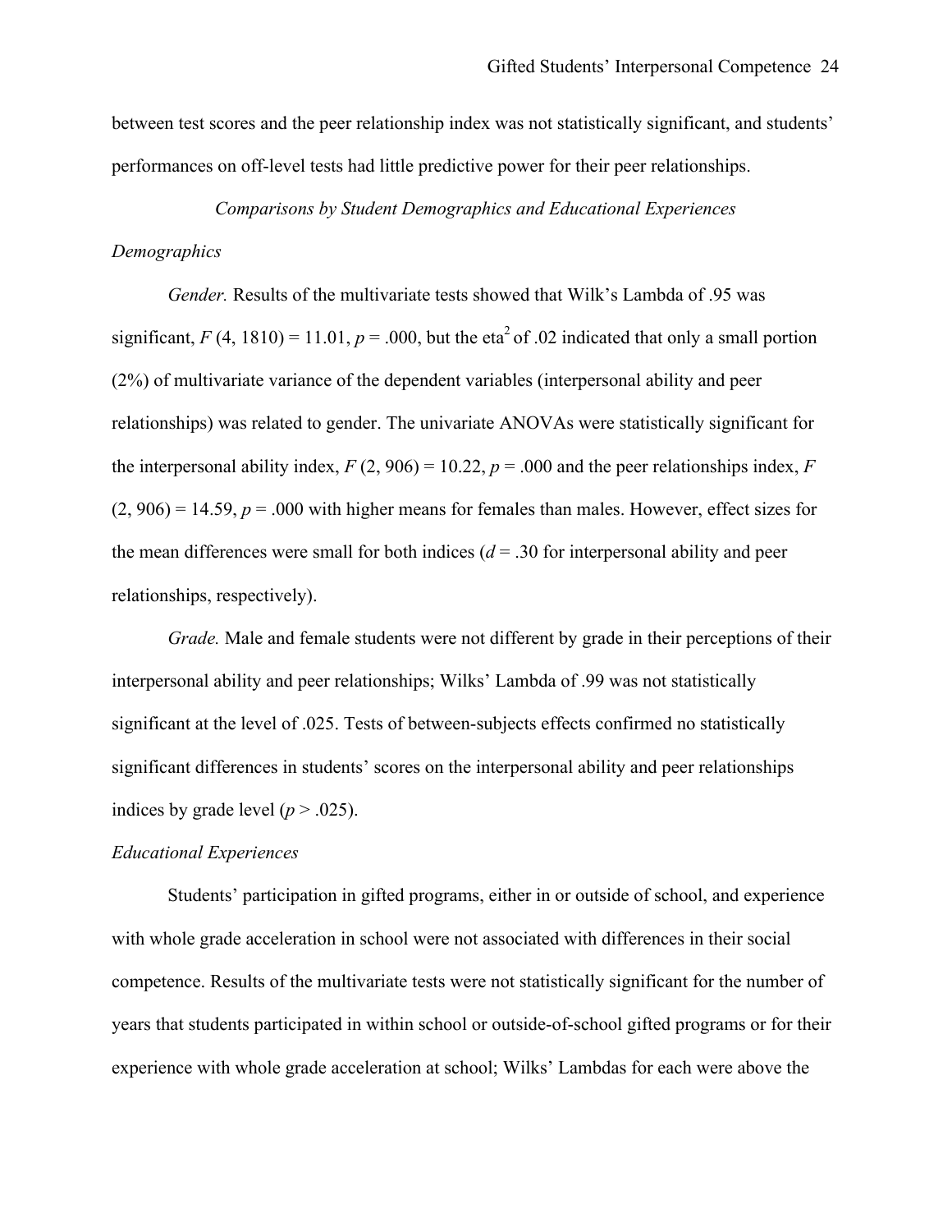between test scores and the peer relationship index was not statistically significant, and students' performances on off-level tests had little predictive power for their peer relationships.

### *Comparisons by Student Demographics and Educational Experiences*

#### *Demographics*

*Gender.* Results of the multivariate tests showed that Wilk's Lambda of .95 was significant, $F$ (4, 1810) = 11.01, $p$ = .000, but the eta$^2$ of .02 indicated that only a small portion (2%) of multivariate variance of the dependent variables (interpersonal ability and peer relationships) was related to gender. The univariate ANOVAs were statistically significant for the interpersonal ability index, $F$ (2, 906) = 10.22, $p$ = .000 and the peer relationships index, $F$ (2, 906) = 14.59, $p$ = .000 with higher means for females than males. However, effect sizes for the mean differences were small for both indices ($d$ = .30 for interpersonal ability and peer relationships, respectively).

*Grade.* Male and female students were not different by grade in their perceptions of their interpersonal ability and peer relationships; Wilks' Lambda of .99 was not statistically significant at the level of .025. Tests of between-subjects effects confirmed no statistically significant differences in students' scores on the interpersonal ability and peer relationships indices by grade level ($p$ > .025).

#### *Educational Experiences*

Students' participation in gifted programs, either in or outside of school, and experience with whole grade acceleration in school were not associated with differences in their social competence. Results of the multivariate tests were not statistically significant for the number of years that students participated in within school or outside-of-school gifted programs or for their experience with whole grade acceleration at school; Wilks' Lambdas for each were above the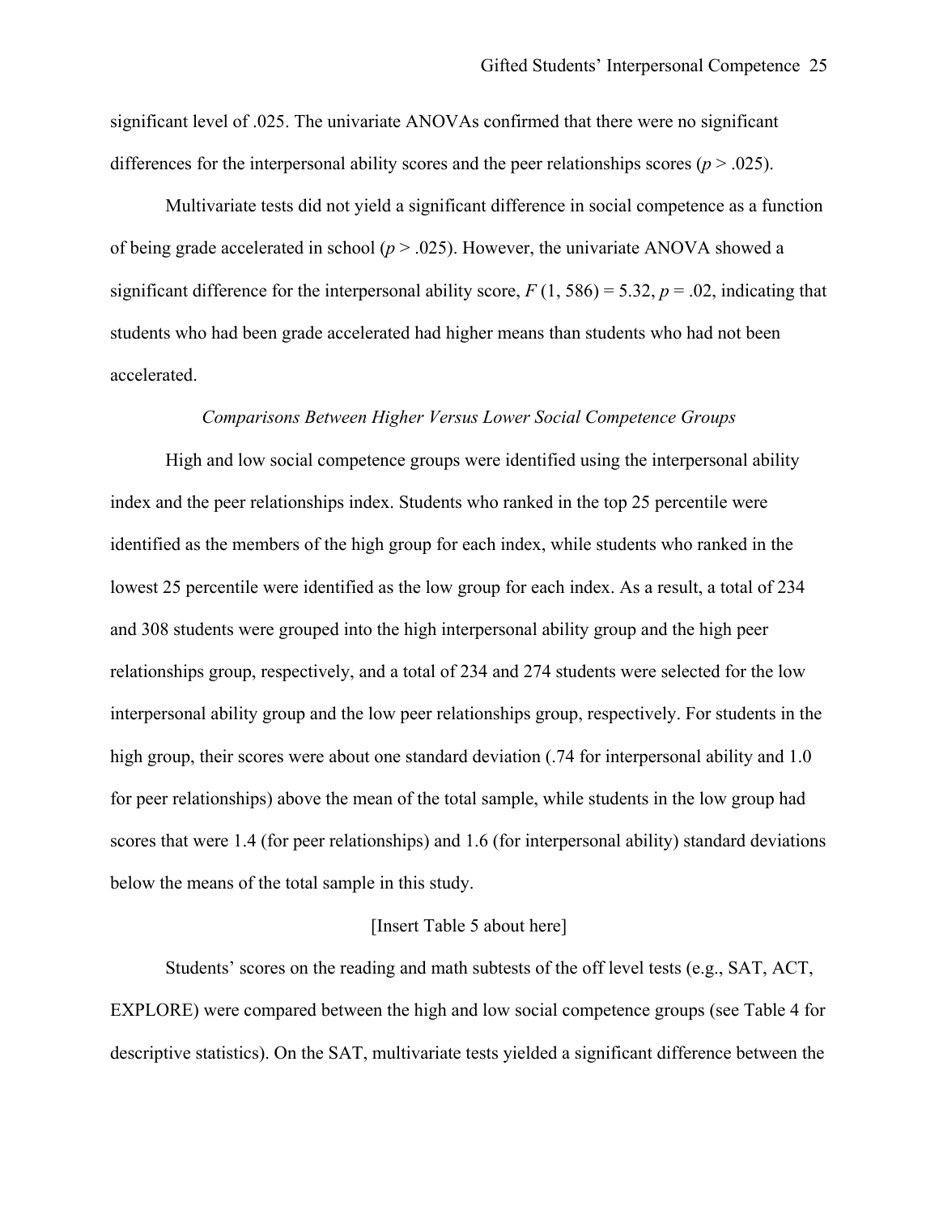significant level of .025. The univariate ANOVAs confirmed that there were no significant differences for the interpersonal ability scores and the peer relationships scores ($p > .025$).

Multivariate tests did not yield a significant difference in social competence as a function of being grade accelerated in school ($p > .025$). However, the univariate ANOVA showed a significant difference for the interpersonal ability score, $F(1, 586) = 5.32$, $p = .02$, indicating that students who had been grade accelerated had higher means than students who had not been accelerated.

### *Comparisons Between Higher Versus Lower Social Competence Groups*

High and low social competence groups were identified using the interpersonal ability index and the peer relationships index. Students who ranked in the top 25 percentile were identified as the members of the high group for each index, while students who ranked in the lowest 25 percentile were identified as the low group for each index. As a result, a total of 234 and 308 students were grouped into the high interpersonal ability group and the high peer relationships group, respectively, and a total of 234 and 274 students were selected for the low interpersonal ability group and the low peer relationships group, respectively. For students in the high group, their scores were about one standard deviation (.74 for interpersonal ability and 1.0 for peer relationships) above the mean of the total sample, while students in the low group had scores that were 1.4 (for peer relationships) and 1.6 (for interpersonal ability) standard deviations below the means of the total sample in this study.

[Insert Table 5 about here]

Students' scores on the reading and math subtests of the off level tests (e.g., SAT, ACT, EXPLORE) were compared between the high and low social competence groups (see Table 4 for descriptive statistics). On the SAT, multivariate tests yielded a significant difference between the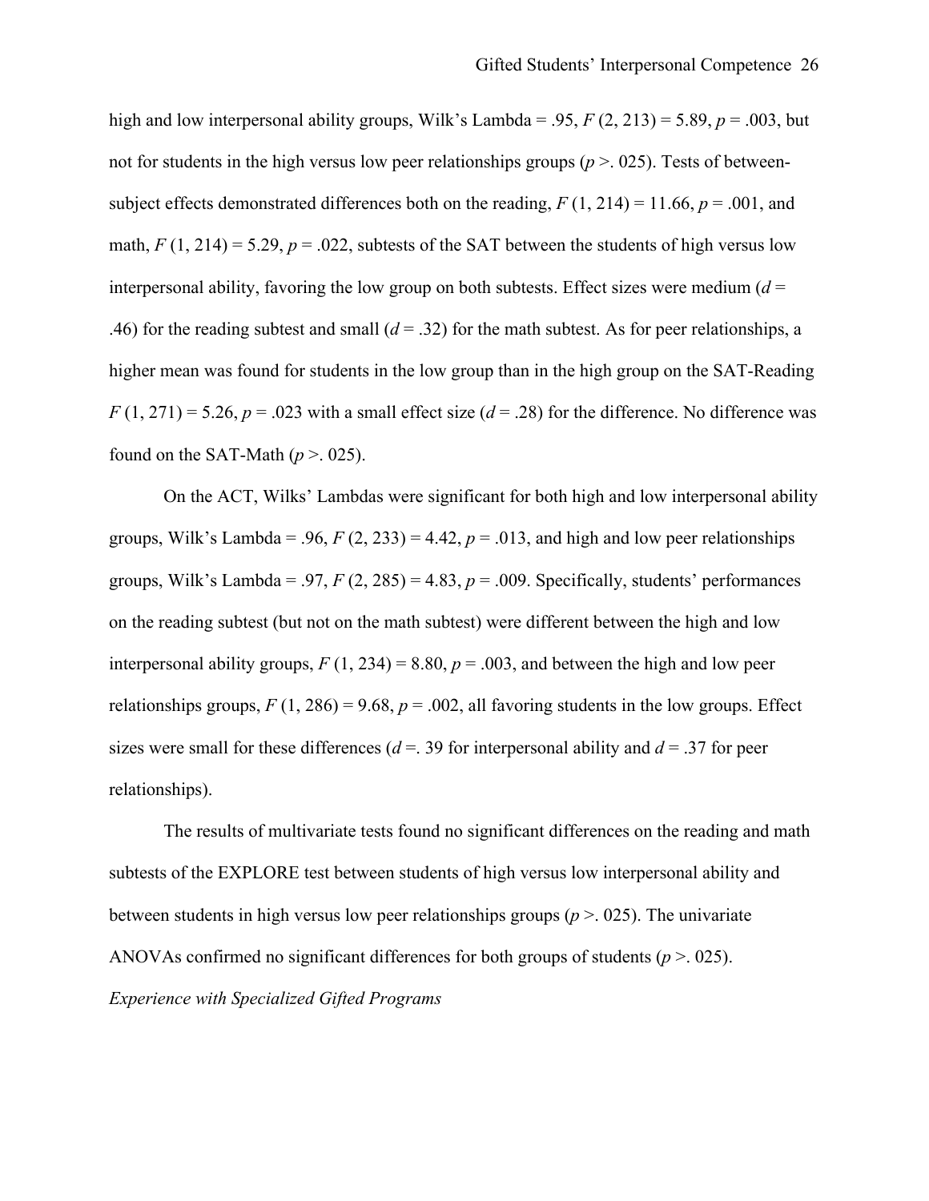high and low interpersonal ability groups, Wilk's Lambda = .95, $F(2, 213) = 5.89$, $p = .003$, but not for students in the high versus low peer relationships groups ($p >. 025$). Tests of between-subject effects demonstrated differences both on the reading, $F(1, 214) = 11.66$, $p = .001$, and math, $F(1, 214) = 5.29$, $p = .022$, subtests of the SAT between the students of high versus low interpersonal ability, favoring the low group on both subtests. Effect sizes were medium ($d = .46$) for the reading subtest and small ($d = .32$) for the math subtest. As for peer relationships, a higher mean was found for students in the low group than in the high group on the SAT-Reading $F(1, 271) = 5.26$, $p = .023$ with a small effect size ($d = .28$) for the difference. No difference was found on the SAT-Math ($p >. 025$).

On the ACT, Wilks' Lambdas were significant for both high and low interpersonal ability groups, Wilk's Lambda = .96, $F(2, 233) = 4.42$, $p = .013$, and high and low peer relationships groups, Wilk's Lambda = .97, $F(2, 285) = 4.83$, $p = .009$. Specifically, students' performances on the reading subtest (but not on the math subtest) were different between the high and low interpersonal ability groups, $F(1, 234) = 8.80$, $p = .003$, and between the high and low peer relationships groups, $F(1, 286) = 9.68$, $p = .002$, all favoring students in the low groups. Effect sizes were small for these differences ($d =. 39$ for interpersonal ability and $d = .37$ for peer relationships).

The results of multivariate tests found no significant differences on the reading and math subtests of the EXPLORE test between students of high versus low interpersonal ability and between students in high versus low peer relationships groups ($p >. 025$). The univariate ANOVAs confirmed no significant differences for both groups of students ($p >. 025$).

*Experience with Specialized Gifted Programs*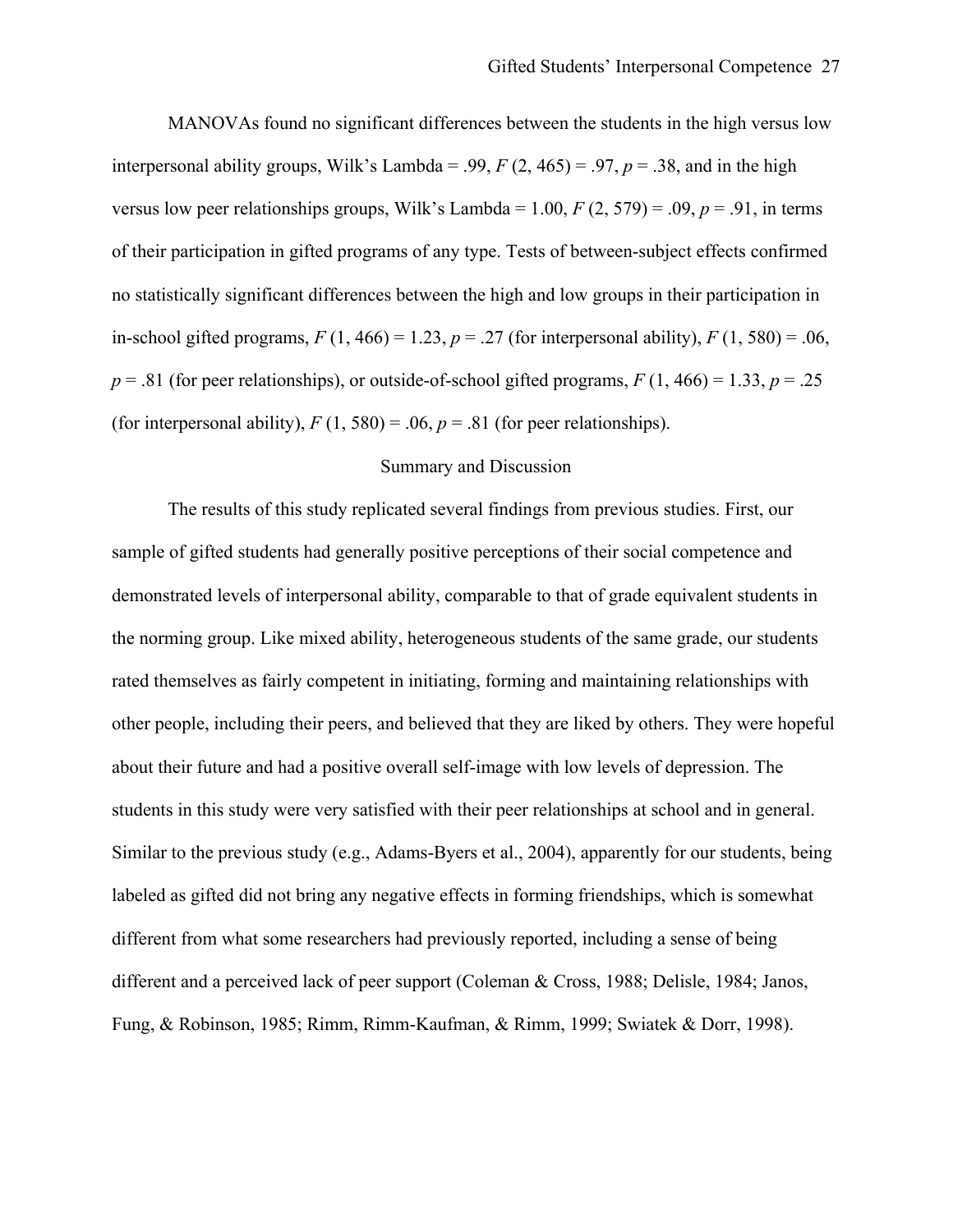MANOVAs found no significant differences between the students in the high versus low interpersonal ability groups, Wilk's Lambda = .99, $F(2, 465) = .97$, $p = .38$, and in the high versus low peer relationships groups, Wilk's Lambda = 1.00, $F(2, 579) = .09$, $p = .91$, in terms of their participation in gifted programs of any type. Tests of between-subject effects confirmed no statistically significant differences between the high and low groups in their participation in in-school gifted programs, $F(1, 466) = 1.23$, $p = .27$ (for interpersonal ability), $F(1, 580) = .06$, $p = .81$ (for peer relationships), or outside-of-school gifted programs, $F(1, 466) = 1.33$, $p = .25$ (for interpersonal ability), $F(1, 580) = .06$, $p = .81$ (for peer relationships).

## Summary and Discussion

The results of this study replicated several findings from previous studies. First, our sample of gifted students had generally positive perceptions of their social competence and demonstrated levels of interpersonal ability, comparable to that of grade equivalent students in the norming group. Like mixed ability, heterogeneous students of the same grade, our students rated themselves as fairly competent in initiating, forming and maintaining relationships with other people, including their peers, and believed that they are liked by others. They were hopeful about their future and had a positive overall self-image with low levels of depression. The students in this study were very satisfied with their peer relationships at school and in general. Similar to the previous study (e.g., Adams-Byers et al., 2004), apparently for our students, being labeled as gifted did not bring any negative effects in forming friendships, which is somewhat different from what some researchers had previously reported, including a sense of being different and a perceived lack of peer support (Coleman & Cross, 1988; Delisle, 1984; Janos, Fung, & Robinson, 1985; Rimm, Rimm-Kaufman, & Rimm, 1999; Swiatek & Dorr, 1998).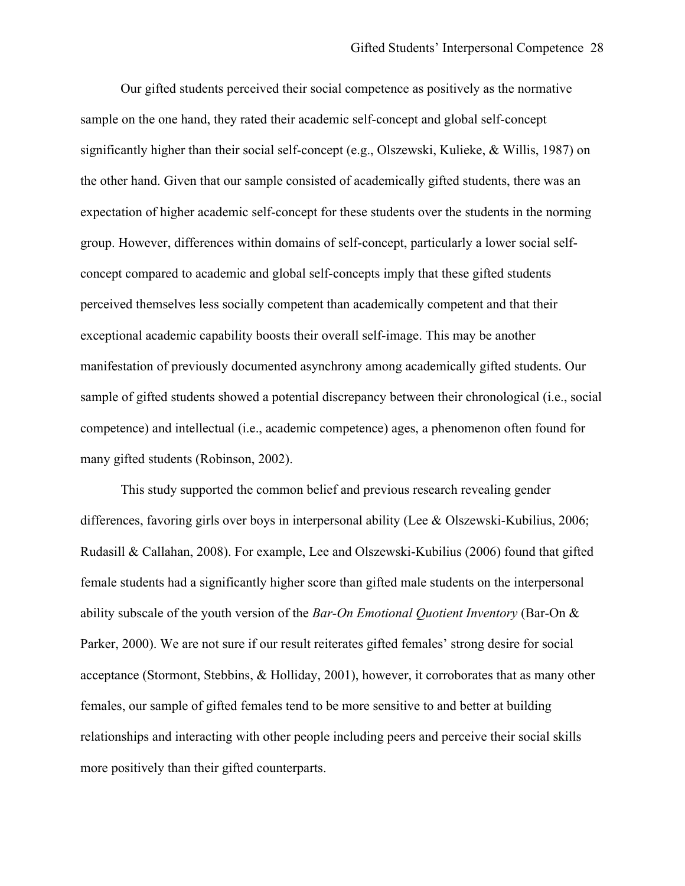Our gifted students perceived their social competence as positively as the normative sample on the one hand, they rated their academic self-concept and global self-concept significantly higher than their social self-concept (e.g., Olszewski, Kulieke, & Willis, 1987) on the other hand. Given that our sample consisted of academically gifted students, there was an expectation of higher academic self-concept for these students over the students in the norming group. However, differences within domains of self-concept, particularly a lower social self-concept compared to academic and global self-concepts imply that these gifted students perceived themselves less socially competent than academically competent and that their exceptional academic capability boosts their overall self-image. This may be another manifestation of previously documented asynchrony among academically gifted students. Our sample of gifted students showed a potential discrepancy between their chronological (i.e., social competence) and intellectual (i.e., academic competence) ages, a phenomenon often found for many gifted students (Robinson, 2002).

This study supported the common belief and previous research revealing gender differences, favoring girls over boys in interpersonal ability (Lee & Olszewski-Kubilius, 2006; Rudasill & Callahan, 2008). For example, Lee and Olszewski-Kubilius (2006) found that gifted female students had a significantly higher score than gifted male students on the interpersonal ability subscale of the youth version of the *Bar-On Emotional Quotient Inventory* (Bar-On & Parker, 2000). We are not sure if our result reiterates gifted females' strong desire for social acceptance (Stormont, Stebbins, & Holliday, 2001), however, it corroborates that as many other females, our sample of gifted females tend to be more sensitive to and better at building relationships and interacting with other people including peers and perceive their social skills more positively than their gifted counterparts.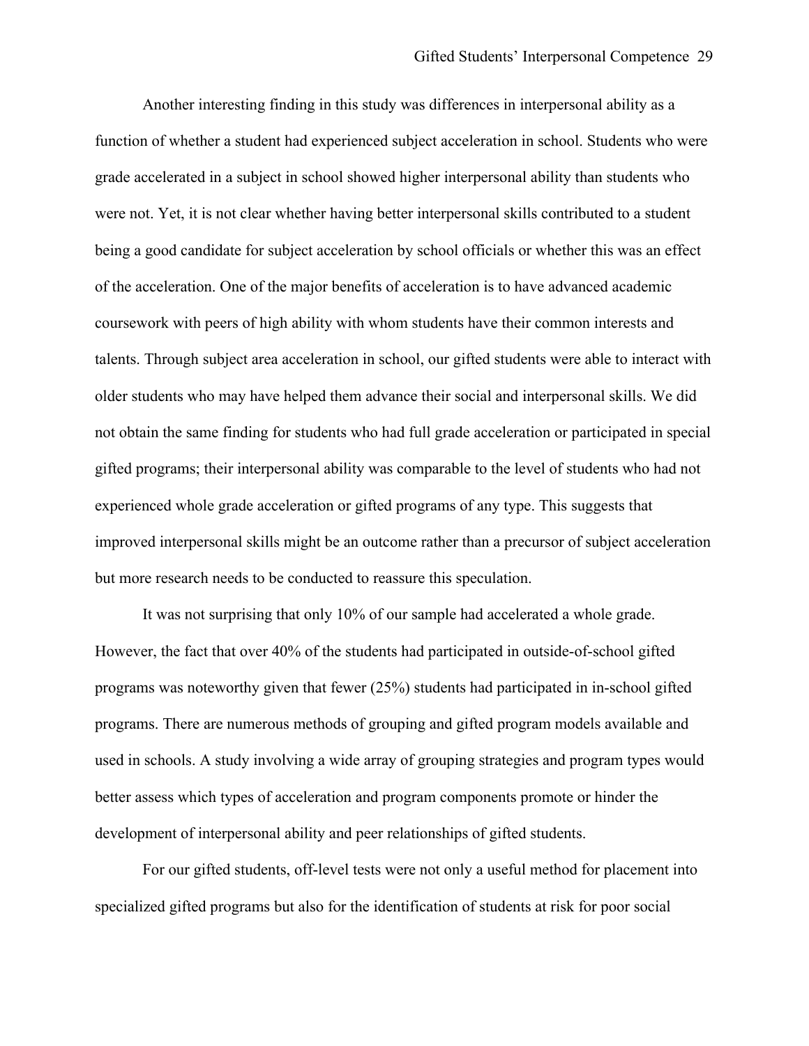Another interesting finding in this study was differences in interpersonal ability as a function of whether a student had experienced subject acceleration in school. Students who were grade accelerated in a subject in school showed higher interpersonal ability than students who were not. Yet, it is not clear whether having better interpersonal skills contributed to a student being a good candidate for subject acceleration by school officials or whether this was an effect of the acceleration. One of the major benefits of acceleration is to have advanced academic coursework with peers of high ability with whom students have their common interests and talents. Through subject area acceleration in school, our gifted students were able to interact with older students who may have helped them advance their social and interpersonal skills. We did not obtain the same finding for students who had full grade acceleration or participated in special gifted programs; their interpersonal ability was comparable to the level of students who had not experienced whole grade acceleration or gifted programs of any type. This suggests that improved interpersonal skills might be an outcome rather than a precursor of subject acceleration but more research needs to be conducted to reassure this speculation.

It was not surprising that only 10% of our sample had accelerated a whole grade. However, the fact that over 40% of the students had participated in outside-of-school gifted programs was noteworthy given that fewer (25%) students had participated in in-school gifted programs. There are numerous methods of grouping and gifted program models available and used in schools. A study involving a wide array of grouping strategies and program types would better assess which types of acceleration and program components promote or hinder the development of interpersonal ability and peer relationships of gifted students.

For our gifted students, off-level tests were not only a useful method for placement into specialized gifted programs but also for the identification of students at risk for poor social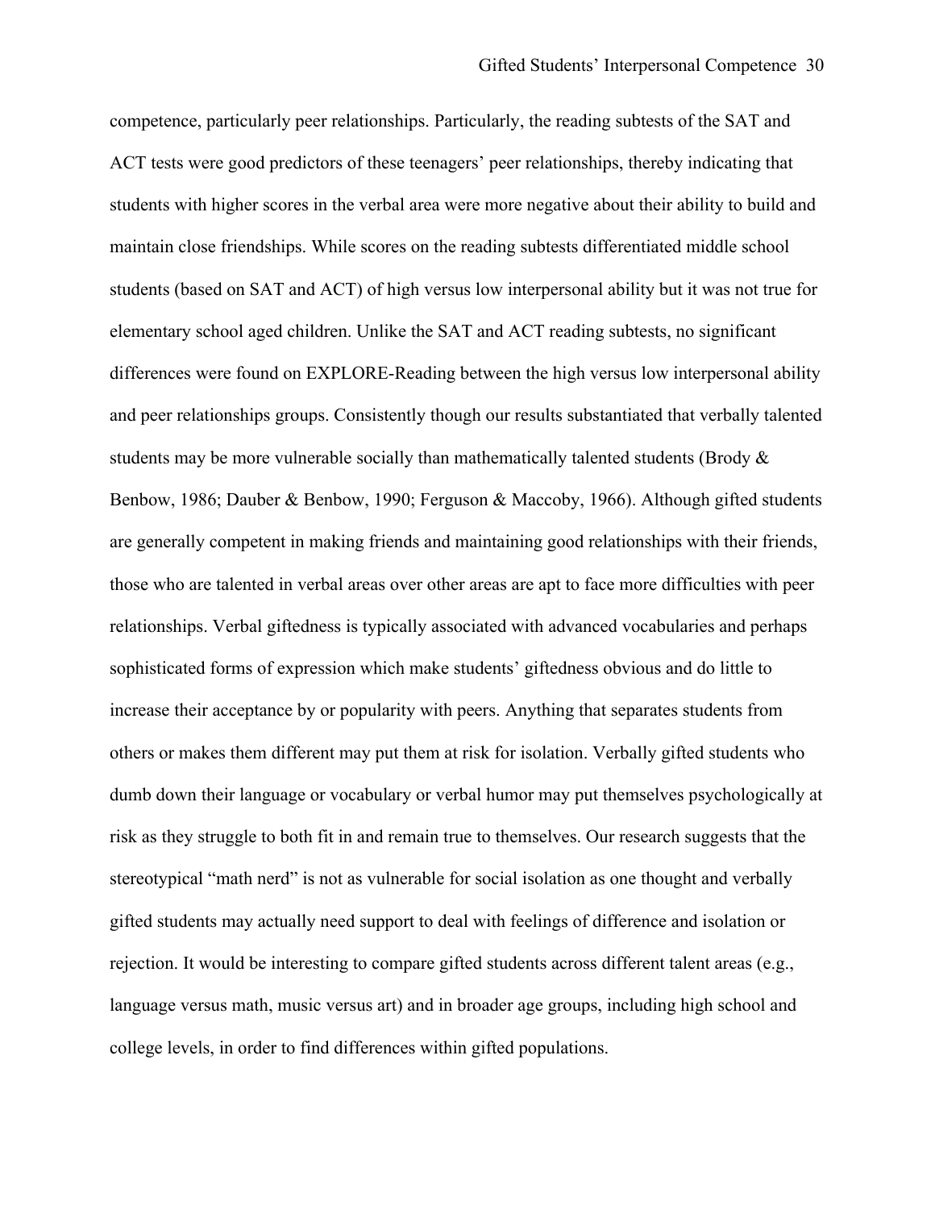competence, particularly peer relationships. Particularly, the reading subtests of the SAT and ACT tests were good predictors of these teenagers' peer relationships, thereby indicating that students with higher scores in the verbal area were more negative about their ability to build and maintain close friendships. While scores on the reading subtests differentiated middle school students (based on SAT and ACT) of high versus low interpersonal ability but it was not true for elementary school aged children. Unlike the SAT and ACT reading subtests, no significant differences were found on EXPLORE-Reading between the high versus low interpersonal ability and peer relationships groups. Consistently though our results substantiated that verbally talented students may be more vulnerable socially than mathematically talented students (Brody & Benbow, 1986; Dauber & Benbow, 1990; Ferguson & Maccoby, 1966). Although gifted students are generally competent in making friends and maintaining good relationships with their friends, those who are talented in verbal areas over other areas are apt to face more difficulties with peer relationships. Verbal giftedness is typically associated with advanced vocabularies and perhaps sophisticated forms of expression which make students' giftedness obvious and do little to increase their acceptance by or popularity with peers. Anything that separates students from others or makes them different may put them at risk for isolation. Verbally gifted students who dumb down their language or vocabulary or verbal humor may put themselves psychologically at risk as they struggle to both fit in and remain true to themselves. Our research suggests that the stereotypical "math nerd" is not as vulnerable for social isolation as one thought and verbally gifted students may actually need support to deal with feelings of difference and isolation or rejection. It would be interesting to compare gifted students across different talent areas (e.g., language versus math, music versus art) and in broader age groups, including high school and college levels, in order to find differences within gifted populations.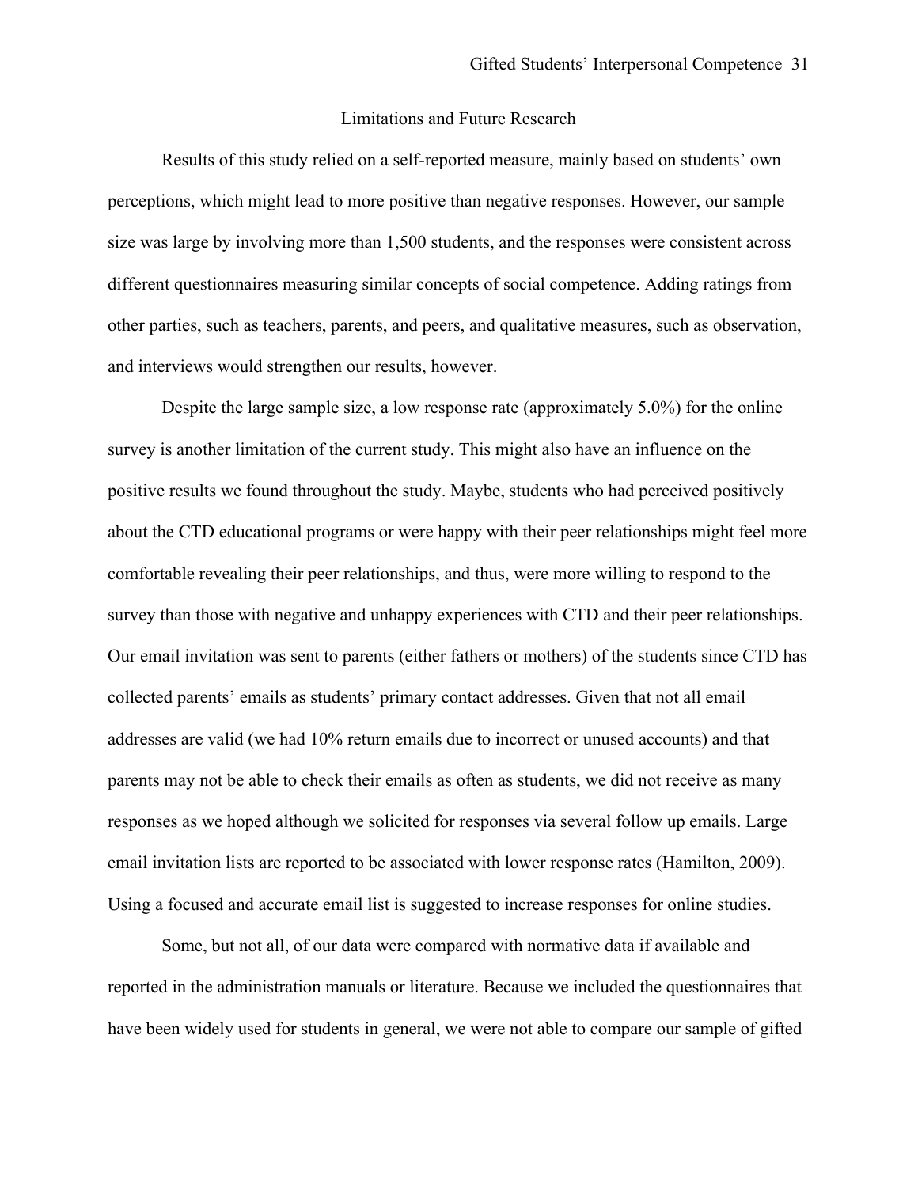## Limitations and Future Research

Results of this study relied on a self-reported measure, mainly based on students' own perceptions, which might lead to more positive than negative responses. However, our sample size was large by involving more than 1,500 students, and the responses were consistent across different questionnaires measuring similar concepts of social competence. Adding ratings from other parties, such as teachers, parents, and peers, and qualitative measures, such as observation, and interviews would strengthen our results, however.

Despite the large sample size, a low response rate (approximately 5.0%) for the online survey is another limitation of the current study. This might also have an influence on the positive results we found throughout the study. Maybe, students who had perceived positively about the CTD educational programs or were happy with their peer relationships might feel more comfortable revealing their peer relationships, and thus, were more willing to respond to the survey than those with negative and unhappy experiences with CTD and their peer relationships. Our email invitation was sent to parents (either fathers or mothers) of the students since CTD has collected parents' emails as students' primary contact addresses. Given that not all email addresses are valid (we had 10% return emails due to incorrect or unused accounts) and that parents may not be able to check their emails as often as students, we did not receive as many responses as we hoped although we solicited for responses via several follow up emails. Large email invitation lists are reported to be associated with lower response rates (Hamilton, 2009). Using a focused and accurate email list is suggested to increase responses for online studies.

Some, but not all, of our data were compared with normative data if available and reported in the administration manuals or literature. Because we included the questionnaires that have been widely used for students in general, we were not able to compare our sample of gifted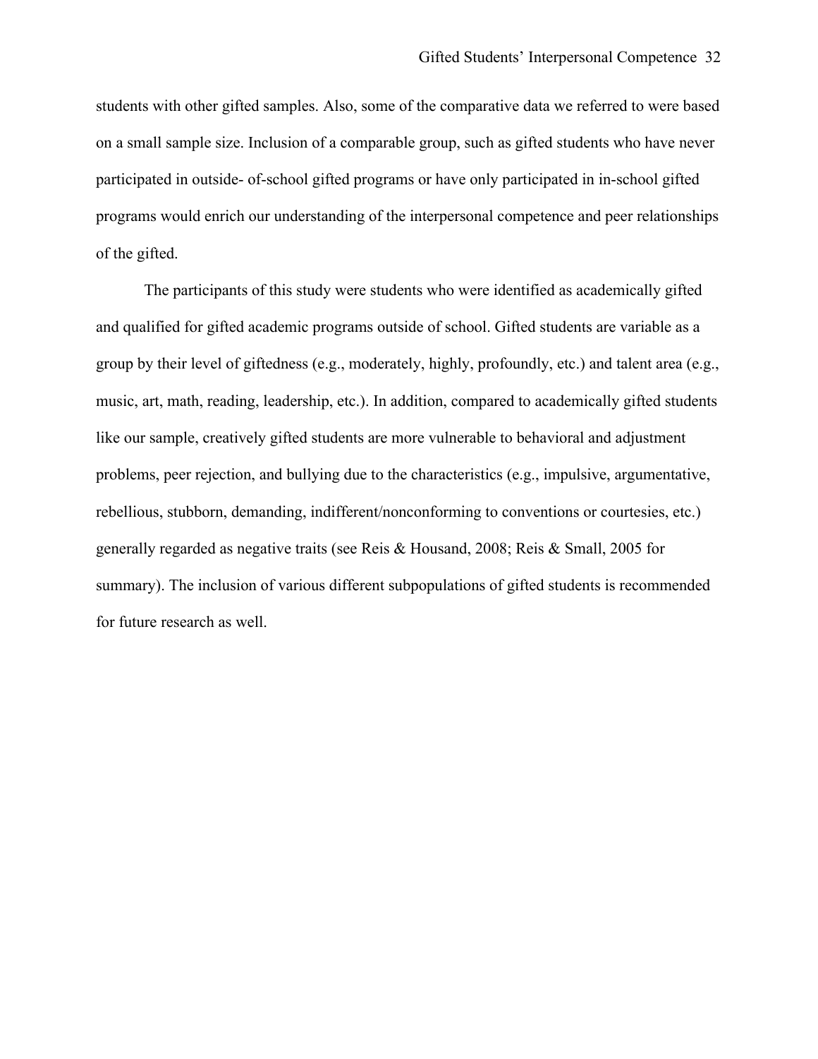students with other gifted samples. Also, some of the comparative data we referred to were based on a small sample size. Inclusion of a comparable group, such as gifted students who have never participated in outside- of-school gifted programs or have only participated in in-school gifted programs would enrich our understanding of the interpersonal competence and peer relationships of the gifted.

The participants of this study were students who were identified as academically gifted and qualified for gifted academic programs outside of school. Gifted students are variable as a group by their level of giftedness (e.g., moderately, highly, profoundly, etc.) and talent area (e.g., music, art, math, reading, leadership, etc.). In addition, compared to academically gifted students like our sample, creatively gifted students are more vulnerable to behavioral and adjustment problems, peer rejection, and bullying due to the characteristics (e.g., impulsive, argumentative, rebellious, stubborn, demanding, indifferent/nonconforming to conventions or courtesies, etc.) generally regarded as negative traits (see Reis & Housand, 2008; Reis & Small, 2005 for summary). The inclusion of various different subpopulations of gifted students is recommended for future research as well.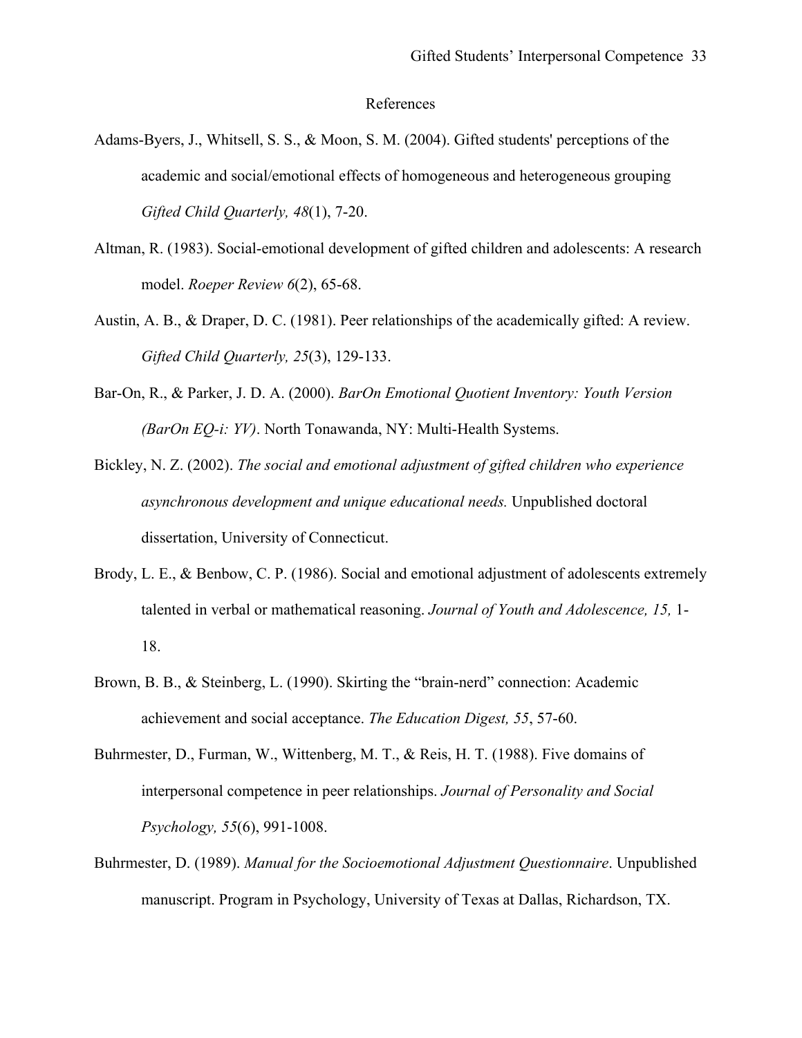# References

Adams-Byers, J., Whitsell, S. S., & Moon, S. M. (2004). Gifted students' perceptions of the academic and social/emotional effects of homogeneous and heterogeneous grouping *Gifted Child Quarterly, 48*(1), 7-20.

Altman, R. (1983). Social-emotional development of gifted children and adolescents: A research model. *Roeper Review 6*(2), 65-68.

Austin, A. B., & Draper, D. C. (1981). Peer relationships of the academically gifted: A review. *Gifted Child Quarterly, 25*(3), 129-133.

Bar-On, R., & Parker, J. D. A. (2000). *BarOn Emotional Quotient Inventory: Youth Version (BarOn EQ-i: YV)*. North Tonawanda, NY: Multi-Health Systems.

Bickley, N. Z. (2002). *The social and emotional adjustment of gifted children who experience asynchronous development and unique educational needs.* Unpublished doctoral dissertation, University of Connecticut.

Brody, L. E., & Benbow, C. P. (1986). Social and emotional adjustment of adolescents extremely talented in verbal or mathematical reasoning. *Journal of Youth and Adolescence, 15,* 1-18.

Brown, B. B., & Steinberg, L. (1990). Skirting the "brain-nerd" connection: Academic achievement and social acceptance. *The Education Digest, 55*, 57-60.

Buhrmester, D., Furman, W., Wittenberg, M. T., & Reis, H. T. (1988). Five domains of interpersonal competence in peer relationships. *Journal of Personality and Social Psychology, 55*(6), 991-1008.

Buhrmester, D. (1989). *Manual for the Socioemotional Adjustment Questionnaire*. Unpublished manuscript. Program in Psychology, University of Texas at Dallas, Richardson, TX.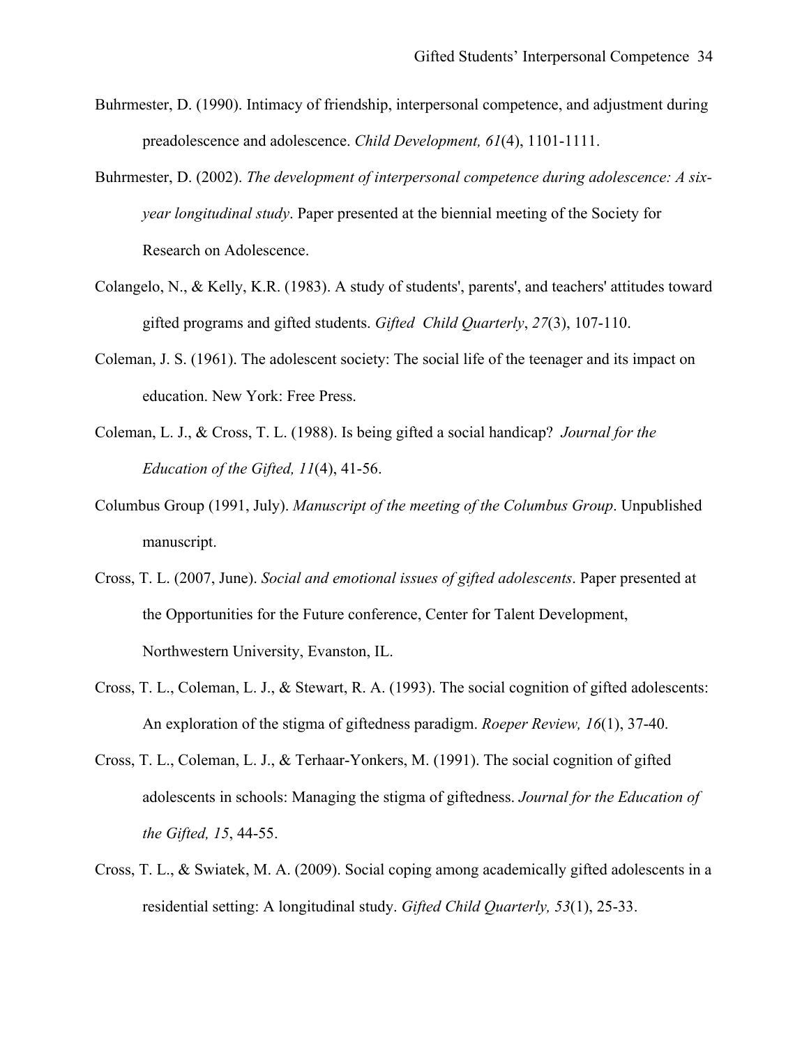Buhrmester, D. (1990). Intimacy of friendship, interpersonal competence, and adjustment during preadolescence and adolescence. *Child Development, 61*(4), 1101-1111.

Buhrmester, D. (2002). *The development of interpersonal competence during adolescence: A six-year longitudinal study*. Paper presented at the biennial meeting of the Society for Research on Adolescence.

Colangelo, N., & Kelly, K.R. (1983). A study of students', parents', and teachers' attitudes toward gifted programs and gifted students. *Gifted Child Quarterly*, *27*(3), 107-110.

Coleman, J. S. (1961). The adolescent society: The social life of the teenager and its impact on education. New York: Free Press.

Coleman, L. J., & Cross, T. L. (1988). Is being gifted a social handicap? *Journal for the Education of the Gifted, 11*(4), 41-56.

Columbus Group (1991, July). *Manuscript of the meeting of the Columbus Group*. Unpublished manuscript.

Cross, T. L. (2007, June). *Social and emotional issues of gifted adolescents*. Paper presented at the Opportunities for the Future conference, Center for Talent Development, Northwestern University, Evanston, IL.

Cross, T. L., Coleman, L. J., & Stewart, R. A. (1993). The social cognition of gifted adolescents: An exploration of the stigma of giftedness paradigm. *Roeper Review, 16*(1), 37-40.

Cross, T. L., Coleman, L. J., & Terhaar-Yonkers, M. (1991). The social cognition of gifted adolescents in schools: Managing the stigma of giftedness. *Journal for the Education of the Gifted, 15*, 44-55.

Cross, T. L., & Swiatek, M. A. (2009). Social coping among academically gifted adolescents in a residential setting: A longitudinal study. *Gifted Child Quarterly, 53*(1), 25-33.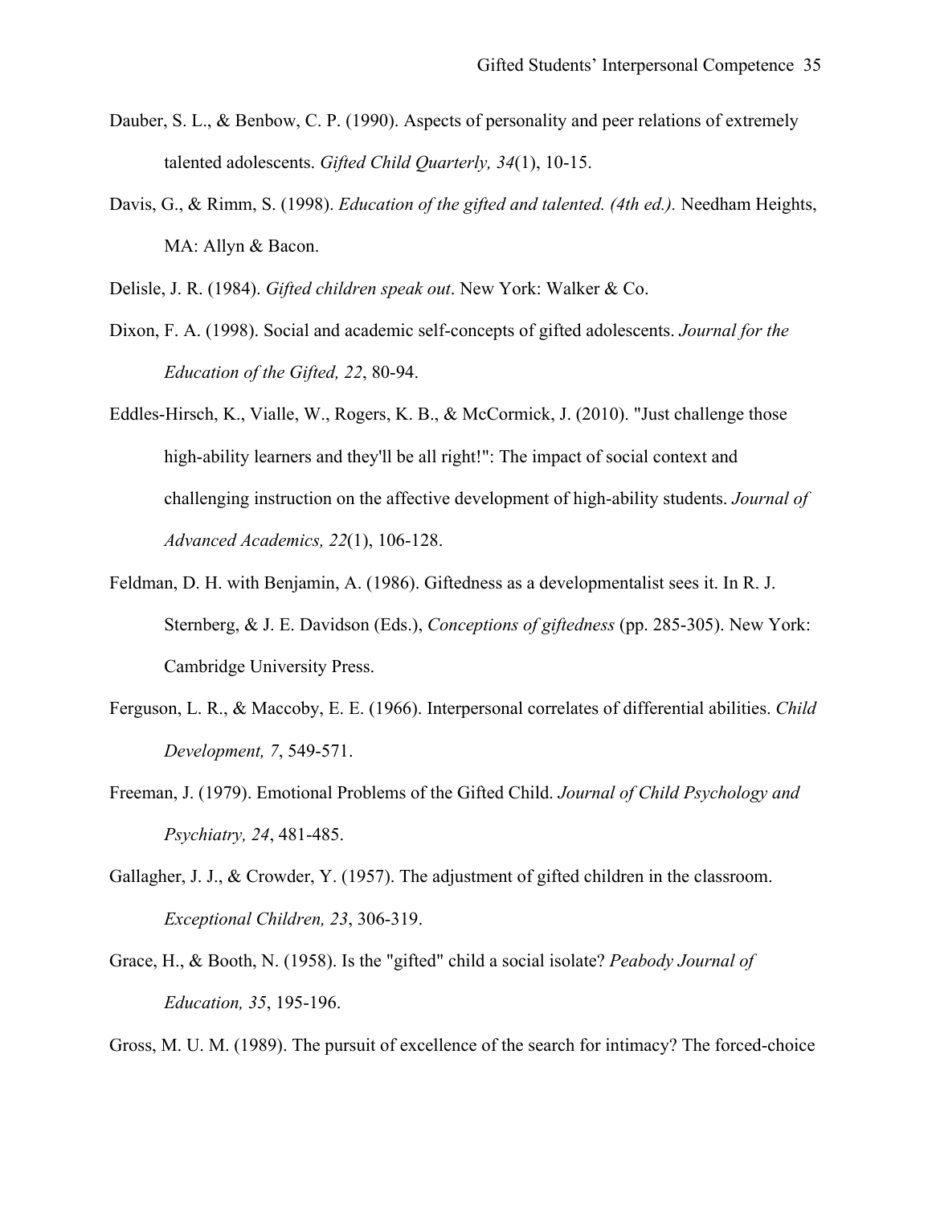Dauber, S. L., & Benbow, C. P. (1990). Aspects of personality and peer relations of extremely talented adolescents. *Gifted Child Quarterly, 34*(1), 10-15.

Davis, G., & Rimm, S. (1998). *Education of the gifted and talented. (4th ed.).* Needham Heights, MA: Allyn & Bacon.

Delisle, J. R. (1984). *Gifted children speak out*. New York: Walker & Co.

Dixon, F. A. (1998). Social and academic self-concepts of gifted adolescents. *Journal for the Education of the Gifted, 22*, 80-94.

Eddles-Hirsch, K., Vialle, W., Rogers, K. B., & McCormick, J. (2010). "Just challenge those high-ability learners and they'll be all right!": The impact of social context and challenging instruction on the affective development of high-ability students. *Journal of Advanced Academics, 22*(1), 106-128.

Feldman, D. H. with Benjamin, A. (1986). Giftedness as a developmentalist sees it. In R. J. Sternberg, & J. E. Davidson (Eds.), *Conceptions of giftedness* (pp. 285-305). New York: Cambridge University Press.

Ferguson, L. R., & Maccoby, E. E. (1966). Interpersonal correlates of differential abilities. *Child Development, 7*, 549-571.

Freeman, J. (1979). Emotional Problems of the Gifted Child. *Journal of Child Psychology and Psychiatry, 24*, 481-485.

Gallagher, J. J., & Crowder, Y. (1957). The adjustment of gifted children in the classroom. *Exceptional Children, 23*, 306-319.

Grace, H., & Booth, N. (1958). Is the "gifted" child a social isolate? *Peabody Journal of Education, 35*, 195-196.

Gross, M. U. M. (1989). The pursuit of excellence of the search for intimacy? The forced-choice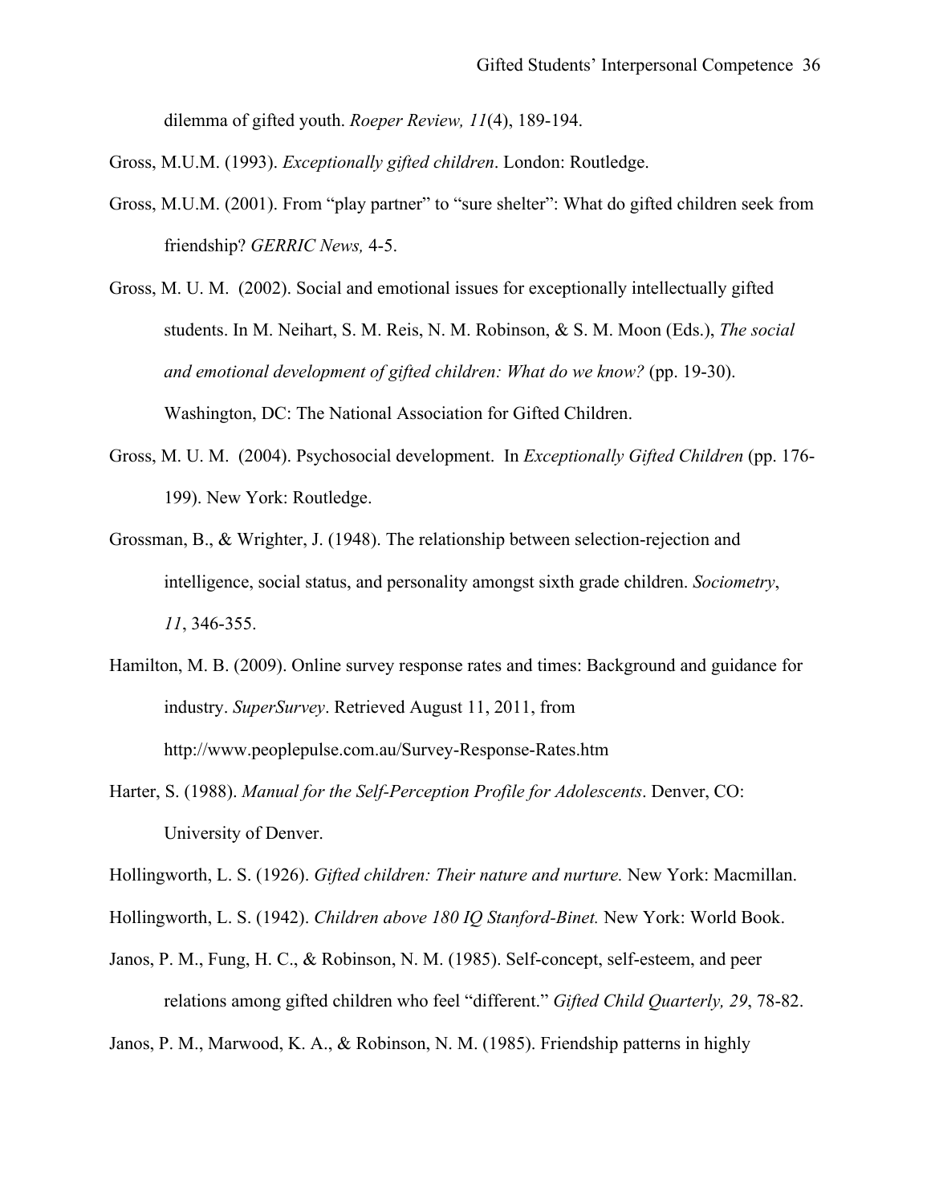dilemma of gifted youth. *Roeper Review, 11*(4), 189-194.

Gross, M.U.M. (1993). *Exceptionally gifted children*. London: Routledge.

Gross, M.U.M. (2001). From "play partner" to "sure shelter": What do gifted children seek from friendship? *GERRIC News,* 4-5.

Gross, M. U. M. (2002). Social and emotional issues for exceptionally intellectually gifted students. In M. Neihart, S. M. Reis, N. M. Robinson, & S. M. Moon (Eds.), *The social and emotional development of gifted children: What do we know?* (pp. 19-30). Washington, DC: The National Association for Gifted Children.

Gross, M. U. M. (2004). Psychosocial development. In *Exceptionally Gifted Children* (pp. 176-199). New York: Routledge.

Grossman, B., & Wrighter, J. (1948). The relationship between selection-rejection and intelligence, social status, and personality amongst sixth grade children. *Sociometry*, *11*, 346-355.

Hamilton, M. B. (2009). Online survey response rates and times: Background and guidance for industry. *SuperSurvey*. Retrieved August 11, 2011, from http://www.peoplepulse.com.au/Survey-Response-Rates.htm

Harter, S. (1988). *Manual for the Self-Perception Profile for Adolescents*. Denver, CO: University of Denver.

Hollingworth, L. S. (1926). *Gifted children: Their nature and nurture.* New York: Macmillan.

Hollingworth, L. S. (1942). *Children above 180 IQ Stanford-Binet.* New York: World Book.

Janos, P. M., Fung, H. C., & Robinson, N. M. (1985). Self-concept, self-esteem, and peer relations among gifted children who feel "different." *Gifted Child Quarterly, 29*, 78-82.

Janos, P. M., Marwood, K. A., & Robinson, N. M. (1985). Friendship patterns in highly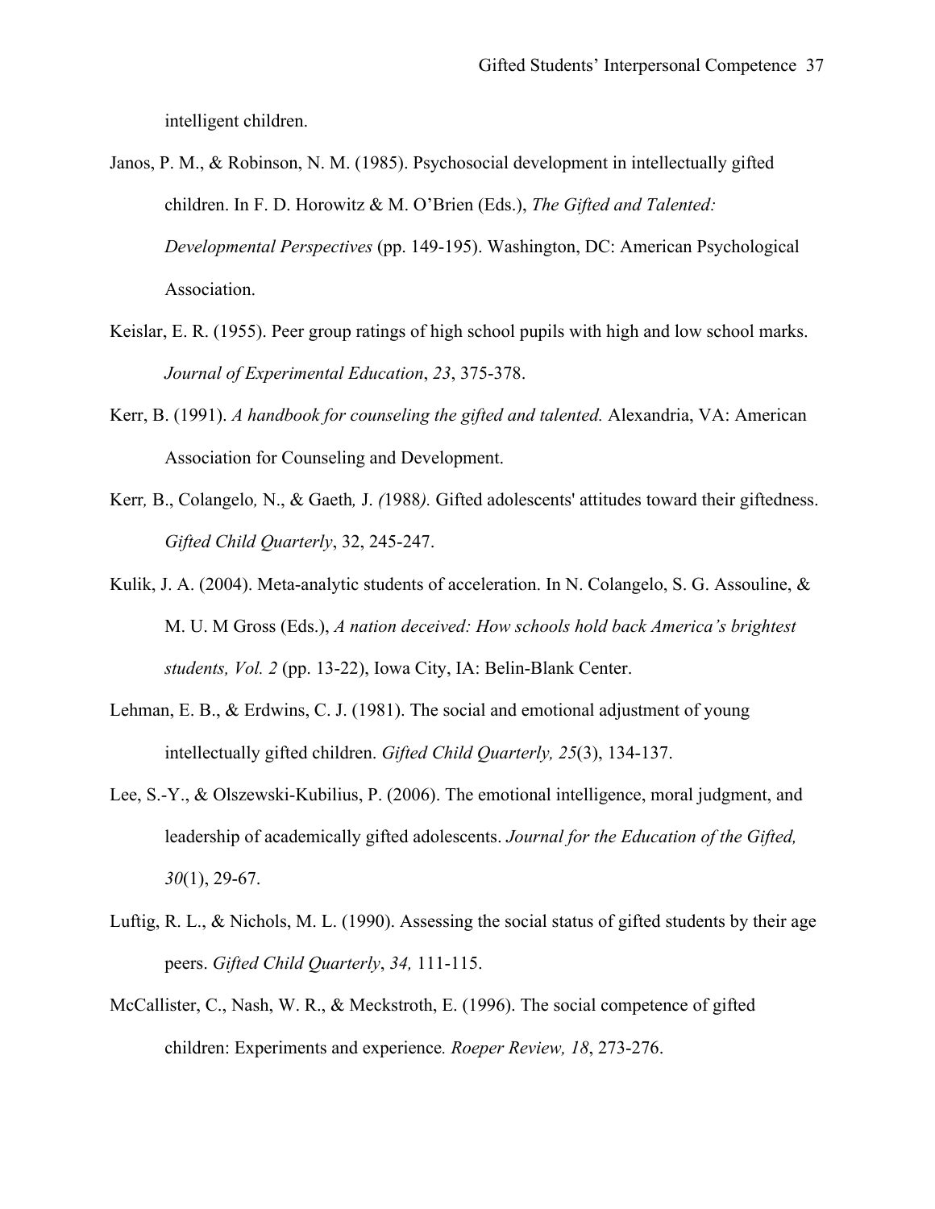intelligent children.

Janos, P. M., & Robinson, N. M. (1985). Psychosocial development in intellectually gifted children. In F. D. Horowitz & M. O'Brien (Eds.), *The Gifted and Talented: Developmental Perspectives* (pp. 149-195). Washington, DC: American Psychological Association.

Keislar, E. R. (1955). Peer group ratings of high school pupils with high and low school marks. *Journal of Experimental Education*, *23*, 375-378.

Kerr, B. (1991). *A handbook for counseling the gifted and talented.* Alexandria, VA: American Association for Counseling and Development.

Kerr, B., Colangelo, N., & Gaeth, J. (1988). Gifted adolescents' attitudes toward their giftedness. *Gifted Child Quarterly*, 32, 245-247.

Kulik, J. A. (2004). Meta-analytic students of acceleration. In N. Colangelo, S. G. Assouline, & M. U. M Gross (Eds.), *A nation deceived: How schools hold back America's brightest students, Vol. 2* (pp. 13-22), Iowa City, IA: Belin-Blank Center.

Lehman, E. B., & Erdwins, C. J. (1981). The social and emotional adjustment of young intellectually gifted children. *Gifted Child Quarterly, 25*(3), 134-137.

Lee, S.-Y., & Olszewski-Kubilius, P. (2006). The emotional intelligence, moral judgment, and leadership of academically gifted adolescents. *Journal for the Education of the Gifted, 30*(1), 29-67.

Luftig, R. L., & Nichols, M. L. (1990). Assessing the social status of gifted students by their age peers. *Gifted Child Quarterly*, *34,* 111-115.

McCallister, C., Nash, W. R., & Meckstroth, E. (1996). The social competence of gifted children: Experiments and experience*. Roeper Review, 18*, 273-276.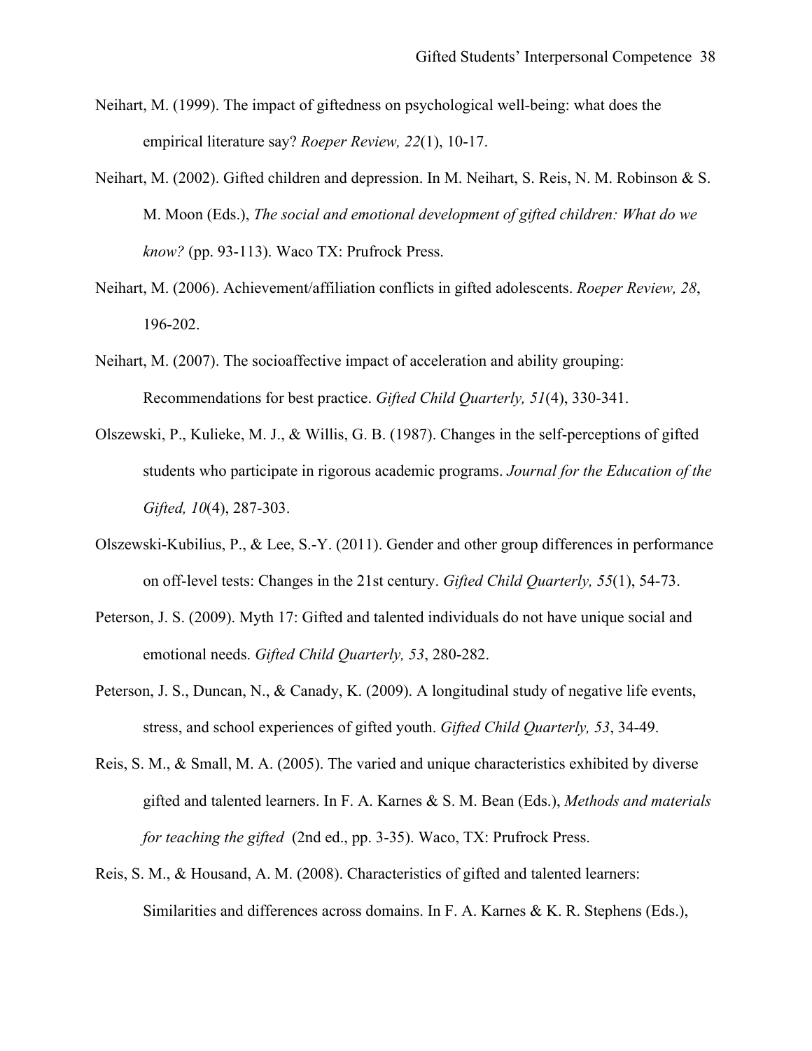Neihart, M. (1999). The impact of giftedness on psychological well-being: what does the empirical literature say? *Roeper Review, 22*(1), 10-17.

Neihart, M. (2002). Gifted children and depression. In M. Neihart, S. Reis, N. M. Robinson & S. M. Moon (Eds.), *The social and emotional development of gifted children: What do we know?* (pp. 93-113). Waco TX: Prufrock Press.

Neihart, M. (2006). Achievement/affiliation conflicts in gifted adolescents. *Roeper Review, 28*, 196-202.

Neihart, M. (2007). The socioaffective impact of acceleration and ability grouping: Recommendations for best practice. *Gifted Child Quarterly, 51*(4), 330-341.

Olszewski, P., Kulieke, M. J., & Willis, G. B. (1987). Changes in the self-perceptions of gifted students who participate in rigorous academic programs. *Journal for the Education of the Gifted, 10*(4), 287-303.

Olszewski-Kubilius, P., & Lee, S.-Y. (2011). Gender and other group differences in performance on off-level tests: Changes in the 21st century. *Gifted Child Quarterly, 55*(1), 54-73.

Peterson, J. S. (2009). Myth 17: Gifted and talented individuals do not have unique social and emotional needs. *Gifted Child Quarterly, 53*, 280-282.

Peterson, J. S., Duncan, N., & Canady, K. (2009). A longitudinal study of negative life events, stress, and school experiences of gifted youth. *Gifted Child Quarterly, 53*, 34-49.

Reis, S. M., & Small, M. A. (2005). The varied and unique characteristics exhibited by diverse gifted and talented learners. In F. A. Karnes & S. M. Bean (Eds.), *Methods and materials for teaching the gifted* (2nd ed., pp. 3-35). Waco, TX: Prufrock Press.

Reis, S. M., & Housand, A. M. (2008). Characteristics of gifted and talented learners: Similarities and differences across domains. In F. A. Karnes & K. R. Stephens (Eds.),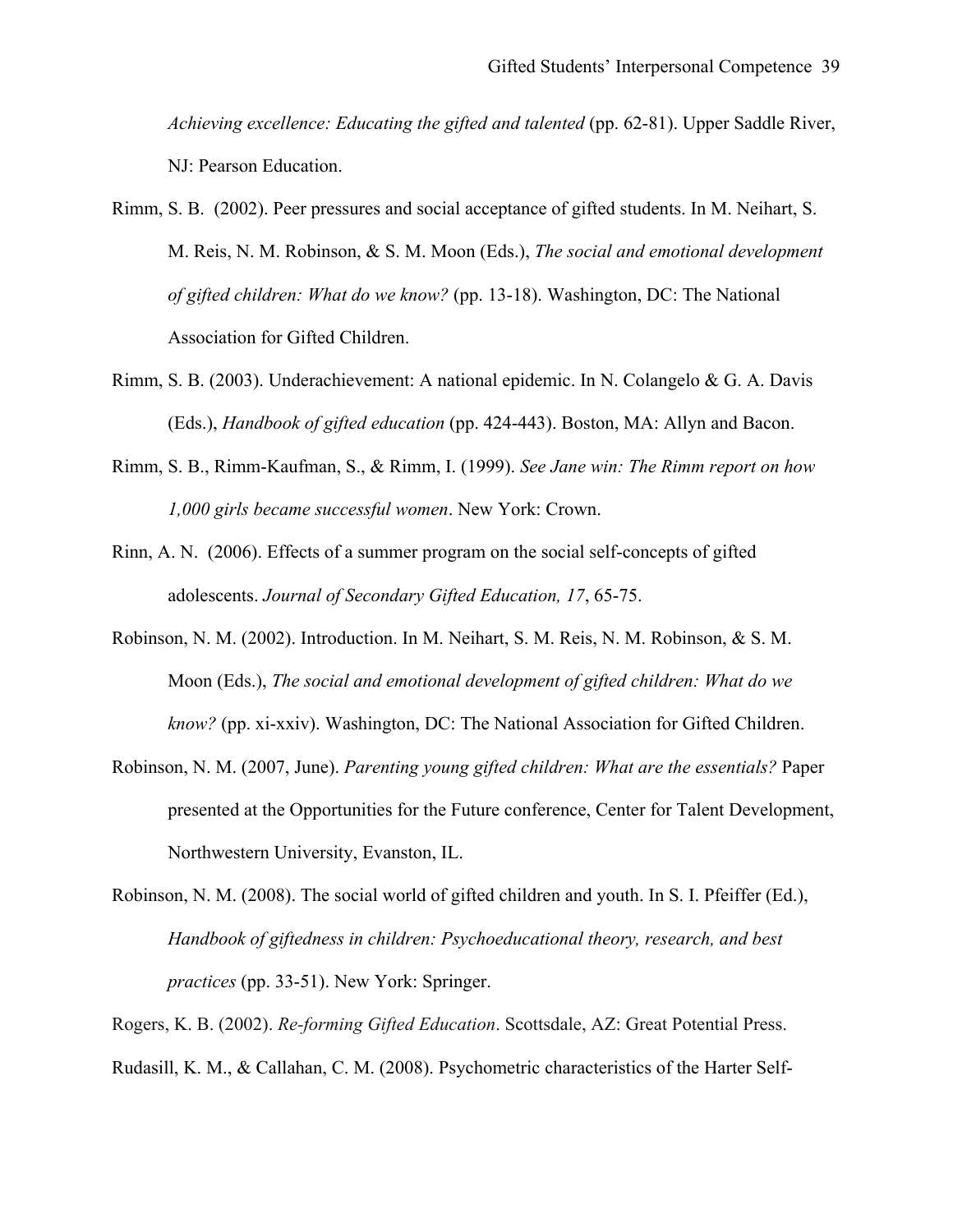*Achieving excellence: Educating the gifted and talented* (pp. 62-81). Upper Saddle River, NJ: Pearson Education.

Rimm, S. B. (2002). Peer pressures and social acceptance of gifted students. In M. Neihart, S. M. Reis, N. M. Robinson, & S. M. Moon (Eds.), *The social and emotional development of gifted children: What do we know?* (pp. 13-18). Washington, DC: The National Association for Gifted Children.

Rimm, S. B. (2003). Underachievement: A national epidemic. In N. Colangelo & G. A. Davis (Eds.), *Handbook of gifted education* (pp. 424-443). Boston, MA: Allyn and Bacon.

Rimm, S. B., Rimm-Kaufman, S., & Rimm, I. (1999). *See Jane win: The Rimm report on how 1,000 girls became successful women*. New York: Crown.

Rinn, A. N. (2006). Effects of a summer program on the social self-concepts of gifted adolescents. *Journal of Secondary Gifted Education, 17*, 65-75.

Robinson, N. M. (2002). Introduction. In M. Neihart, S. M. Reis, N. M. Robinson, & S. M. Moon (Eds.), *The social and emotional development of gifted children: What do we know?* (pp. xi-xxiv). Washington, DC: The National Association for Gifted Children.

Robinson, N. M. (2007, June). *Parenting young gifted children: What are the essentials?* Paper presented at the Opportunities for the Future conference, Center for Talent Development, Northwestern University, Evanston, IL.

Robinson, N. M. (2008). The social world of gifted children and youth. In S. I. Pfeiffer (Ed.), *Handbook of giftedness in children: Psychoeducational theory, research, and best practices* (pp. 33-51). New York: Springer.

Rogers, K. B. (2002). *Re-forming Gifted Education*. Scottsdale, AZ: Great Potential Press.

Rudasill, K. M., & Callahan, C. M. (2008). Psychometric characteristics of the Harter Self-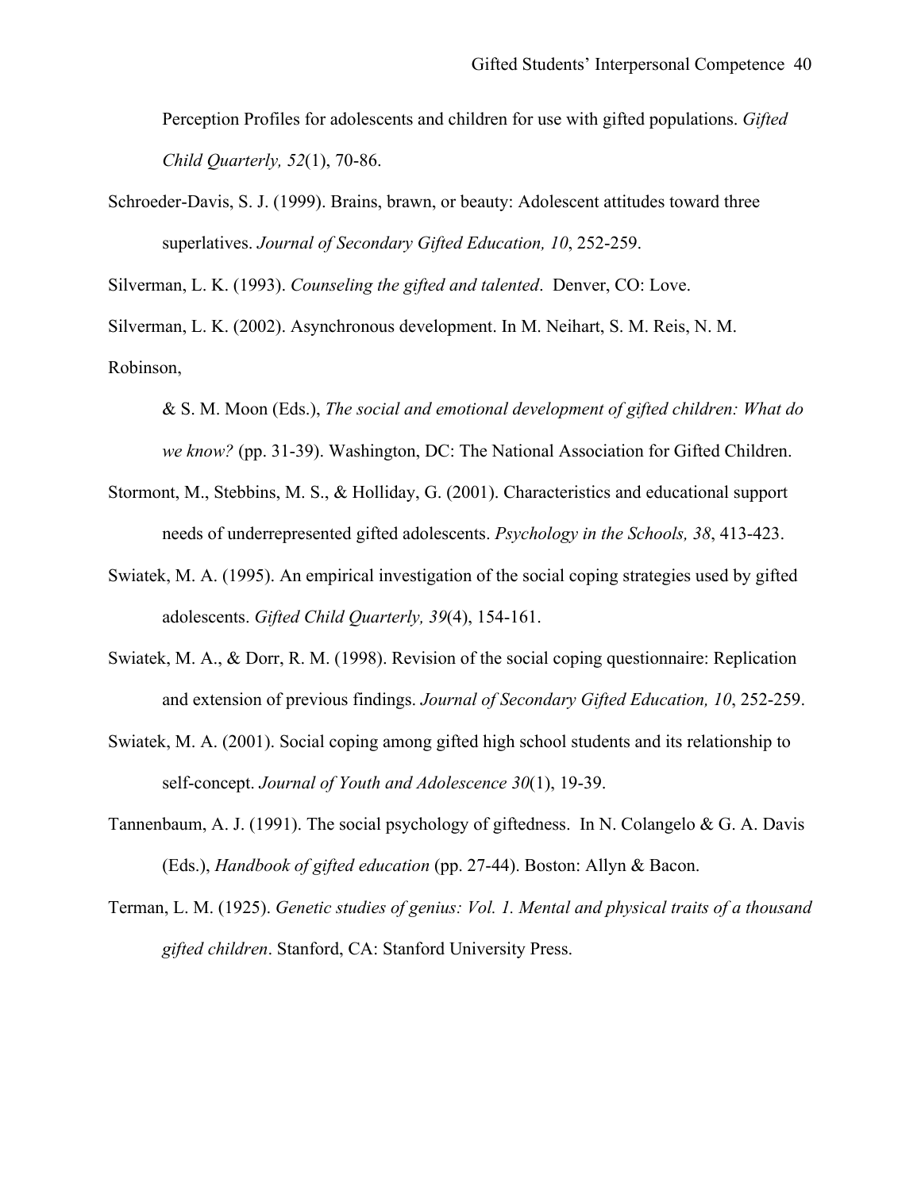Perception Profiles for adolescents and children for use with gifted populations. *Gifted Child Quarterly, 52*(1), 70-86.

Schroeder-Davis, S. J. (1999). Brains, brawn, or beauty: Adolescent attitudes toward three superlatives. *Journal of Secondary Gifted Education, 10*, 252-259.

Silverman, L. K. (1993). *Counseling the gifted and talented*. Denver, CO: Love.

Silverman, L. K. (2002). Asynchronous development. In M. Neihart, S. M. Reis, N. M. Robinson, & S. M. Moon (Eds.), *The social and emotional development of gifted children: What do we know?* (pp. 31-39). Washington, DC: The National Association for Gifted Children.

Stormont, M., Stebbins, M. S., & Holliday, G. (2001). Characteristics and educational support needs of underrepresented gifted adolescents. *Psychology in the Schools, 38*, 413-423.

Swiatek, M. A. (1995). An empirical investigation of the social coping strategies used by gifted adolescents. *Gifted Child Quarterly, 39*(4), 154-161.

Swiatek, M. A., & Dorr, R. M. (1998). Revision of the social coping questionnaire: Replication and extension of previous findings. *Journal of Secondary Gifted Education, 10*, 252-259.

Swiatek, M. A. (2001). Social coping among gifted high school students and its relationship to self-concept. *Journal of Youth and Adolescence 30*(1), 19-39.

Tannenbaum, A. J. (1991). The social psychology of giftedness. In N. Colangelo & G. A. Davis (Eds.), *Handbook of gifted education* (pp. 27-44). Boston: Allyn & Bacon.

Terman, L. M. (1925). *Genetic studies of genius: Vol. 1. Mental and physical traits of a thousand gifted children*. Stanford, CA: Stanford University Press.